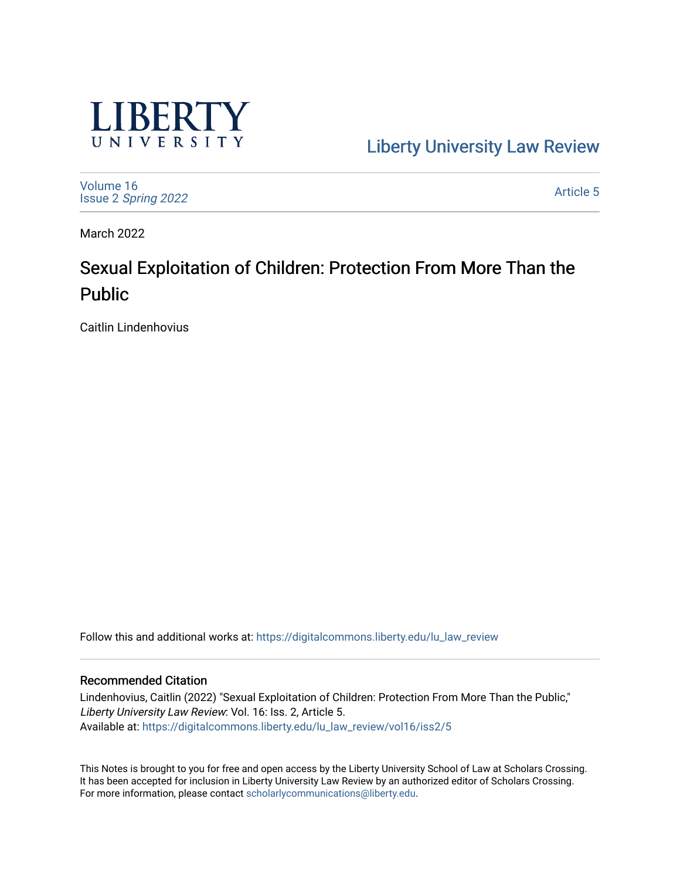# Liberty University Law Review

Volume 16
Issue 2 *Spring 2022*

Article 5

March 2022

## Sexual Exploitation of Children: Protection From More Than the Public

Caitlin Lindenhovius

Follow this and additional works at: https://digitalcommons.liberty.edu/lu_law_review

### Recommended Citation

Lindenhovius, Caitlin (2022) "Sexual Exploitation of Children: Protection From More Than the Public," *Liberty University Law Review*: Vol. 16: Iss. 2, Article 5.
Available at: https://digitalcommons.liberty.edu/lu_law_review/vol16/iss2/5

This Notes is brought to you for free and open access by the Liberty University School of Law at Scholars Crossing. It has been accepted for inclusion in Liberty University Law Review by an authorized editor of Scholars Crossing. For more information, please contact scholarlycommunications@liberty.edu.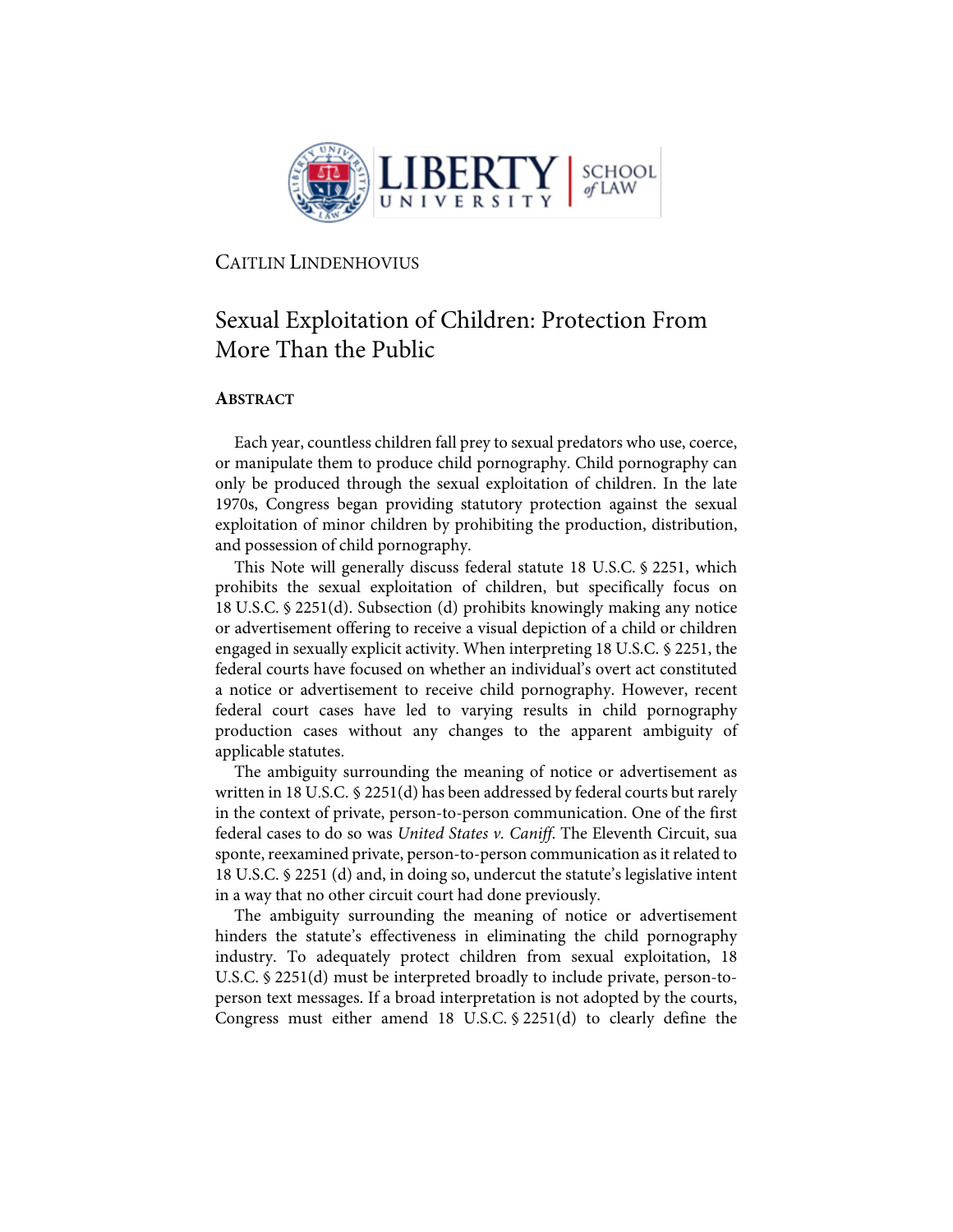CAITLIN LINDENHOVIUS

# Sexual Exploitation of Children: Protection From More Than the Public

## ABSTRACT

Each year, countless children fall prey to sexual predators who use, coerce, or manipulate them to produce child pornography. Child pornography can only be produced through the sexual exploitation of children. In the late 1970s, Congress began providing statutory protection against the sexual exploitation of minor children by prohibiting the production, distribution, and possession of child pornography.

This Note will generally discuss federal statute 18 U.S.C. § 2251, which prohibits the sexual exploitation of children, but specifically focus on 18 U.S.C. § 2251(d). Subsection (d) prohibits knowingly making any notice or advertisement offering to receive a visual depiction of a child or children engaged in sexually explicit activity. When interpreting 18 U.S.C. § 2251, the federal courts have focused on whether an individual's overt act constituted a notice or advertisement to receive child pornography. However, recent federal court cases have led to varying results in child pornography production cases without any changes to the apparent ambiguity of applicable statutes.

The ambiguity surrounding the meaning of notice or advertisement as written in 18 U.S.C. § 2251(d) has been addressed by federal courts but rarely in the context of private, person-to-person communication. One of the first federal cases to do so was *United States v. Caniff*. The Eleventh Circuit, sua sponte, reexamined private, person-to-person communication as it related to 18 U.S.C. § 2251 (d) and, in doing so, undercut the statute's legislative intent in a way that no other circuit court had done previously.

The ambiguity surrounding the meaning of notice or advertisement hinders the statute's effectiveness in eliminating the child pornography industry. To adequately protect children from sexual exploitation, 18 U.S.C. § 2251(d) must be interpreted broadly to include private, person-to-person text messages. If a broad interpretation is not adopted by the courts, Congress must either amend 18 U.S.C. § 2251(d) to clearly define the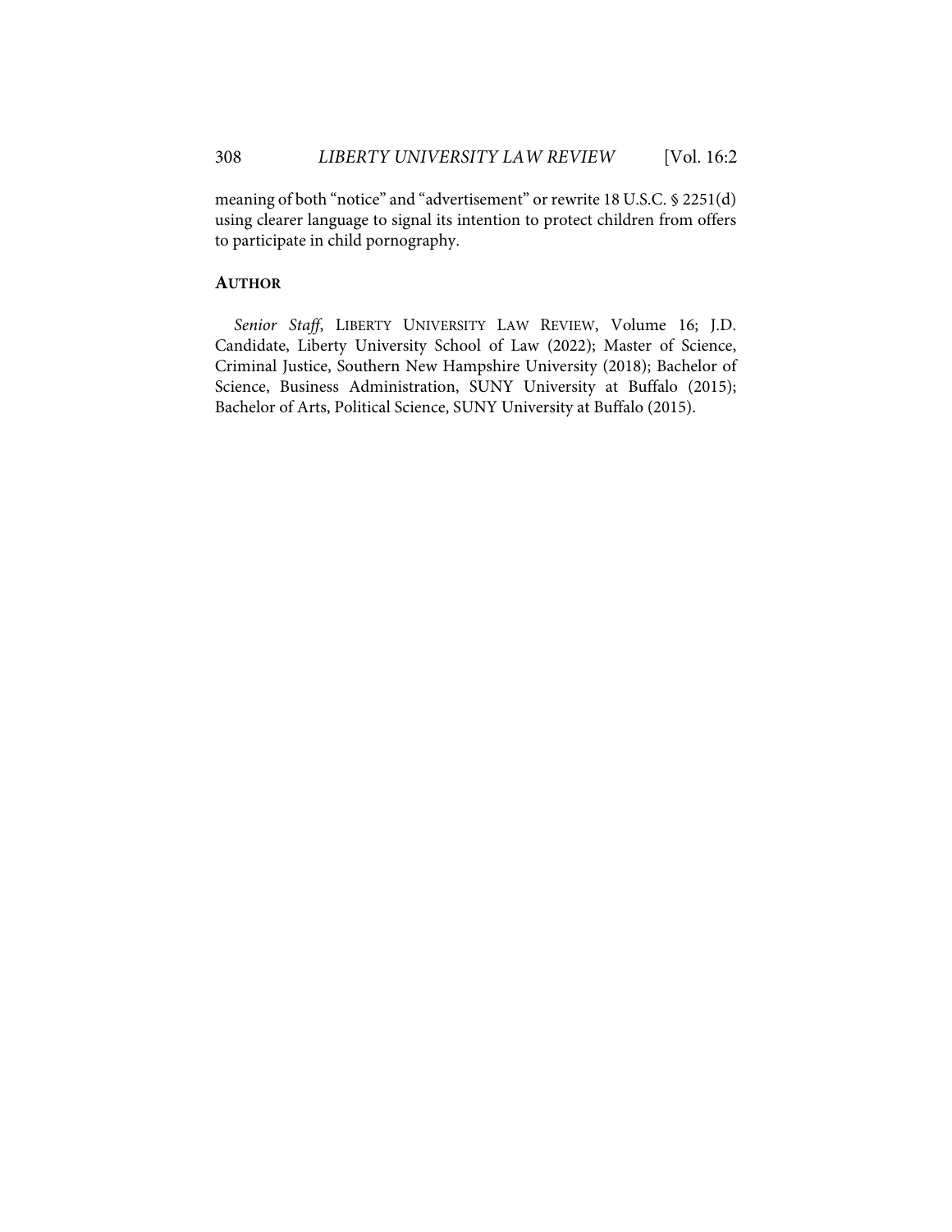meaning of both "notice" and "advertisement" or rewrite 18 U.S.C. § 2251(d) using clearer language to signal its intention to protect children from offers to participate in child pornography.

## AUTHOR

*Senior Staff*, LIBERTY UNIVERSITY LAW REVIEW, Volume 16; J.D. Candidate, Liberty University School of Law (2022); Master of Science, Criminal Justice, Southern New Hampshire University (2018); Bachelor of Science, Business Administration, SUNY University at Buffalo (2015); Bachelor of Arts, Political Science, SUNY University at Buffalo (2015).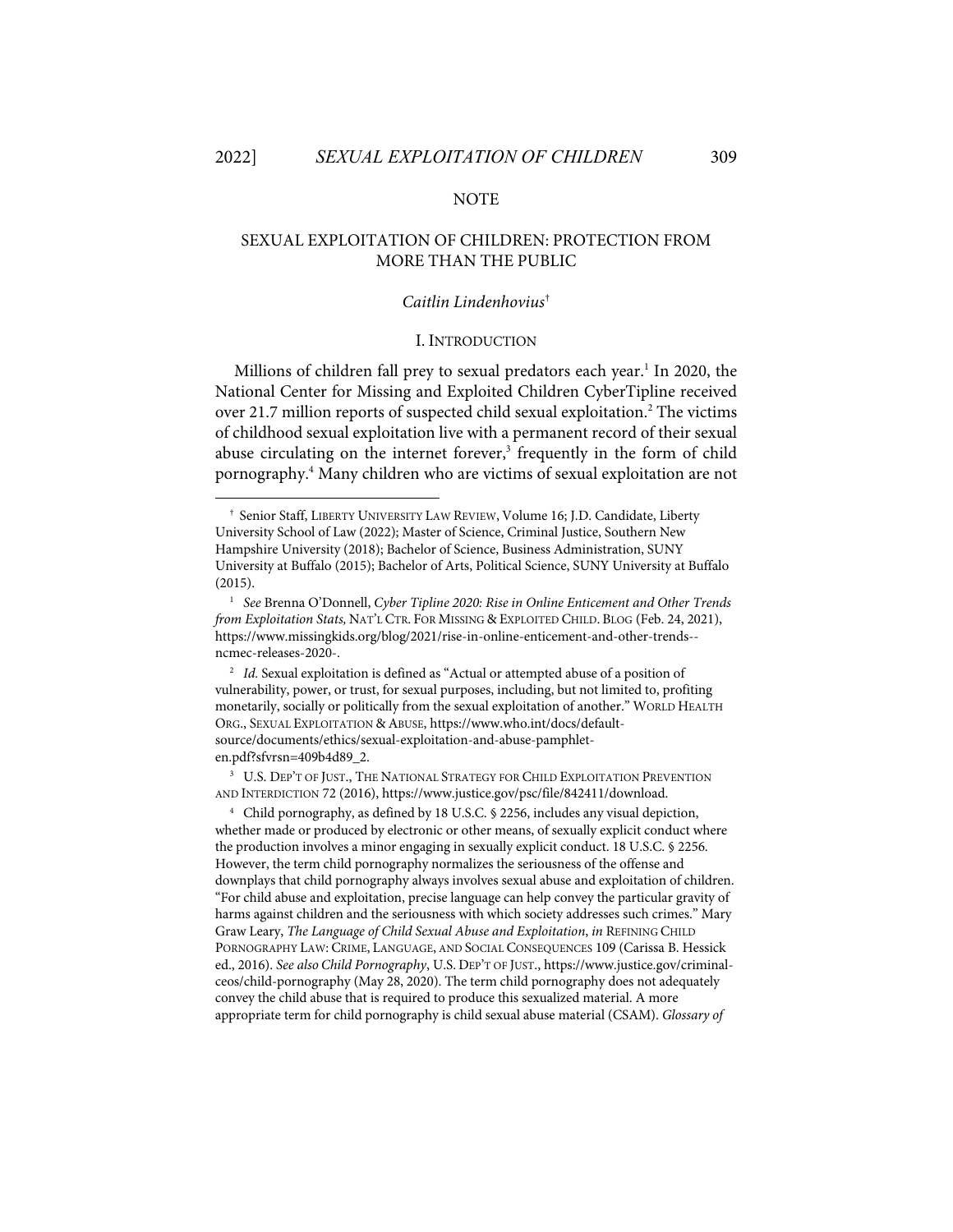## NOTE

## SEXUAL EXPLOITATION OF CHILDREN: PROTECTION FROM MORE THAN THE PUBLIC

*Caitlin Lindenhovius*[†]

### I. INTRODUCTION

Millions of children fall prey to sexual predators each year.[1] In 2020, the National Center for Missing and Exploited Children CyberTipline received over 21.7 million reports of suspected child sexual exploitation.[2] The victims of childhood sexual exploitation live with a permanent record of their sexual abuse circulating on the internet forever,[3] frequently in the form of child pornography.[4] Many children who are victims of sexual exploitation are not

---

[†] Senior Staff, LIBERTY UNIVERSITY LAW REVIEW, Volume 16; J.D. Candidate, Liberty University School of Law (2022); Master of Science, Criminal Justice, Southern New Hampshire University (2018); Bachelor of Science, Business Administration, SUNY University at Buffalo (2015); Bachelor of Arts, Political Science, SUNY University at Buffalo (2015).

[1] *See* Brenna O'Donnell, *Cyber Tipline 2020: Rise in Online Enticement and Other Trends from Exploitation Stats,* NAT'L CTR. FOR MISSING & EXPLOITED CHILD. BLOG (Feb. 24, 2021), https://www.missingkids.org/blog/2021/rise-in-online-enticement-and-other-trends--ncmec-releases-2020-.

[2] *Id.* Sexual exploitation is defined as "Actual or attempted abuse of a position of vulnerability, power, or trust, for sexual purposes, including, but not limited to, profiting monetarily, socially or politically from the sexual exploitation of another." WORLD HEALTH ORG., SEXUAL EXPLOITATION & ABUSE, https://www.who.int/docs/default-source/documents/ethics/sexual-exploitation-and-abuse-pamphlet-en.pdf?sfvrsn=409b4d89_2.

[3] U.S. DEP'T OF JUST., THE NATIONAL STRATEGY FOR CHILD EXPLOITATION PREVENTION AND INTERDICTION 72 (2016), https://www.justice.gov/psc/file/842411/download.

[4] Child pornography, as defined by 18 U.S.C. § 2256, includes any visual depiction, whether made or produced by electronic or other means, of sexually explicit conduct where the production involves a minor engaging in sexually explicit conduct. 18 U.S.C. § 2256. However, the term child pornography normalizes the seriousness of the offense and downplays that child pornography always involves sexual abuse and exploitation of children. "For child abuse and exploitation, precise language can help convey the particular gravity of harms against children and the seriousness with which society addresses such crimes." Mary Graw Leary, *The Language of Child Sexual Abuse and Exploitation*, *in* REFINING CHILD PORNOGRAPHY LAW: CRIME, LANGUAGE, AND SOCIAL CONSEQUENCES 109 (Carissa B. Hessick ed., 2016). *See also Child Pornography*, U.S. DEP'T OF JUST., https://www.justice.gov/criminal-ceos/child-pornography (May 28, 2020). The term child pornography does not adequately convey the child abuse that is required to produce this sexualized material. A more appropriate term for child pornography is child sexual abuse material (CSAM). *Glossary of*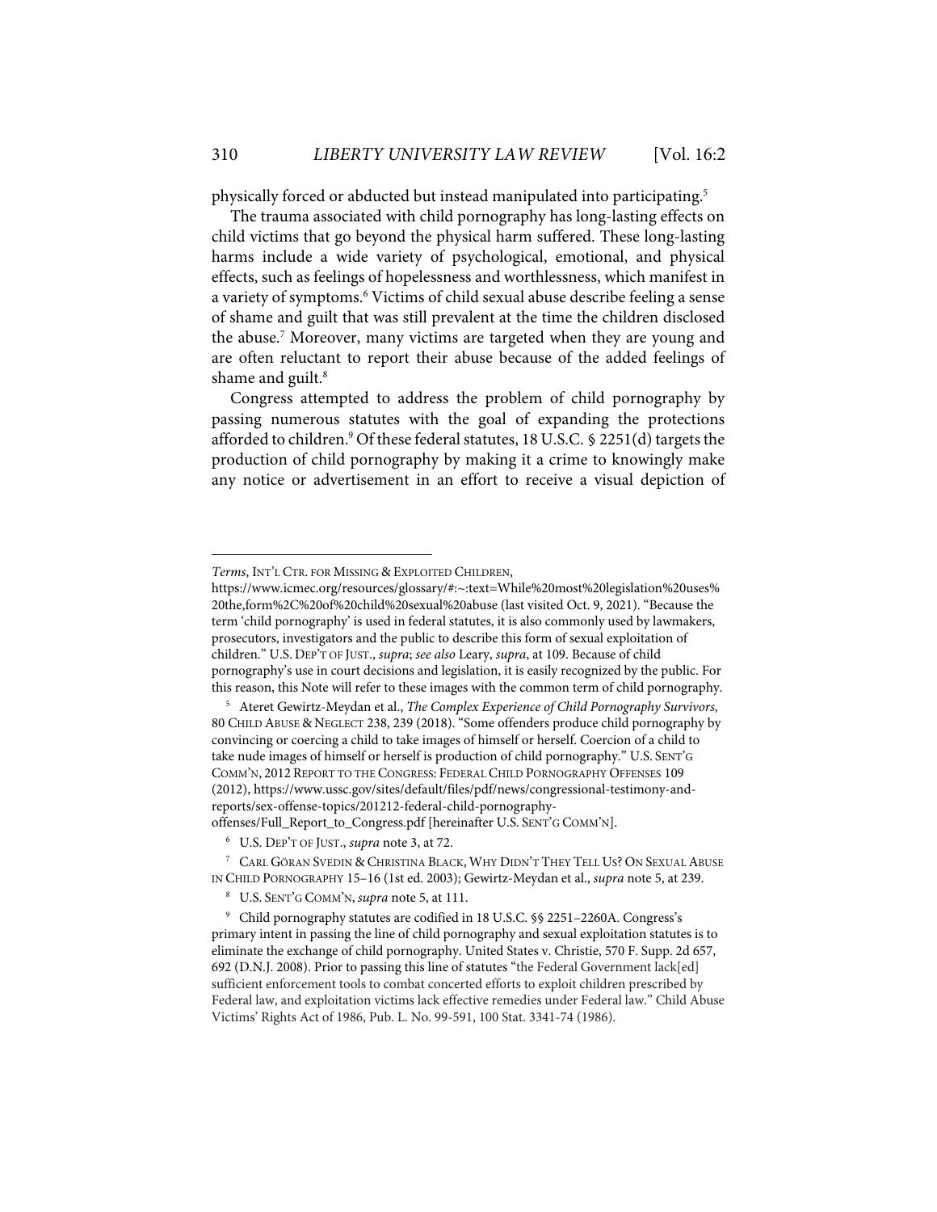physically forced or abducted but instead manipulated into participating.[5]

The trauma associated with child pornography has long-lasting effects on child victims that go beyond the physical harm suffered. These long-lasting harms include a wide variety of psychological, emotional, and physical effects, such as feelings of hopelessness and worthlessness, which manifest in a variety of symptoms.[6] Victims of child sexual abuse describe feeling a sense of shame and guilt that was still prevalent at the time the children disclosed the abuse.[7] Moreover, many victims are targeted when they are young and are often reluctant to report their abuse because of the added feelings of shame and guilt.[8]

Congress attempted to address the problem of child pornography by passing numerous statutes with the goal of expanding the protections afforded to children.[9] Of these federal statutes, 18 U.S.C. § 2251(d) targets the production of child pornography by making it a crime to knowingly make any notice or advertisement in an effort to receive a visual depiction of

---

*Terms*, INT'L CTR. FOR MISSING & EXPLOITED CHILDREN, https://www.icmec.org/resources/glossary/#:~:text=While%20most%20legislation%20uses%20the,form%2C%20of%20child%20sexual%20abuse (last visited Oct. 9, 2021). "Because the term 'child pornography' is used in federal statutes, it is also commonly used by lawmakers, prosecutors, investigators and the public to describe this form of sexual exploitation of children." U.S. DEP'T OF JUST., *supra*; *see also* Leary, *supra*, at 109. Because of child pornography's use in court decisions and legislation, it is easily recognized by the public. For this reason, this Note will refer to these images with the common term of child pornography.

[5] Ateret Gewirtz-Meydan et al., *The Complex Experience of Child Pornography Survivors*, 80 CHILD ABUSE & NEGLECT 238, 239 (2018). "Some offenders produce child pornography by convincing or coercing a child to take images of himself or herself. Coercion of a child to take nude images of himself or herself is production of child pornography." U.S. SENT'G COMM'N, 2012 REPORT TO THE CONGRESS: FEDERAL CHILD PORNOGRAPHY OFFENSES 109 (2012), https://www.ussc.gov/sites/default/files/pdf/news/congressional-testimony-and-reports/sex-offense-topics/201212-federal-child-pornography-offenses/Full_Report_to_Congress.pdf [hereinafter U.S. SENT'G COMM'N].

[6] U.S. DEP'T OF JUST., *supra* note 3, at 72.

[7] CARL GÖRAN SVEDIN & CHRISTINA BLACK, WHY DIDN'T THEY TELL US? ON SEXUAL ABUSE IN CHILD PORNOGRAPHY 15–16 (1st ed. 2003); Gewirtz-Meydan et al., *supra* note 5, at 239.

[8] U.S. SENT'G COMM'N, *supra* note 5, at 111.

[9] Child pornography statutes are codified in 18 U.S.C. §§ 2251–2260A. Congress's primary intent in passing the line of child pornography and sexual exploitation statutes is to eliminate the exchange of child pornography. United States v. Christie, 570 F. Supp. 2d 657, 692 (D.N.J. 2008). Prior to passing this line of statutes "the Federal Government lack[ed] sufficient enforcement tools to combat concerted efforts to exploit children prescribed by Federal law, and exploitation victims lack effective remedies under Federal law." Child Abuse Victims' Rights Act of 1986, Pub. L. No. 99-591, 100 Stat. 3341-74 (1986).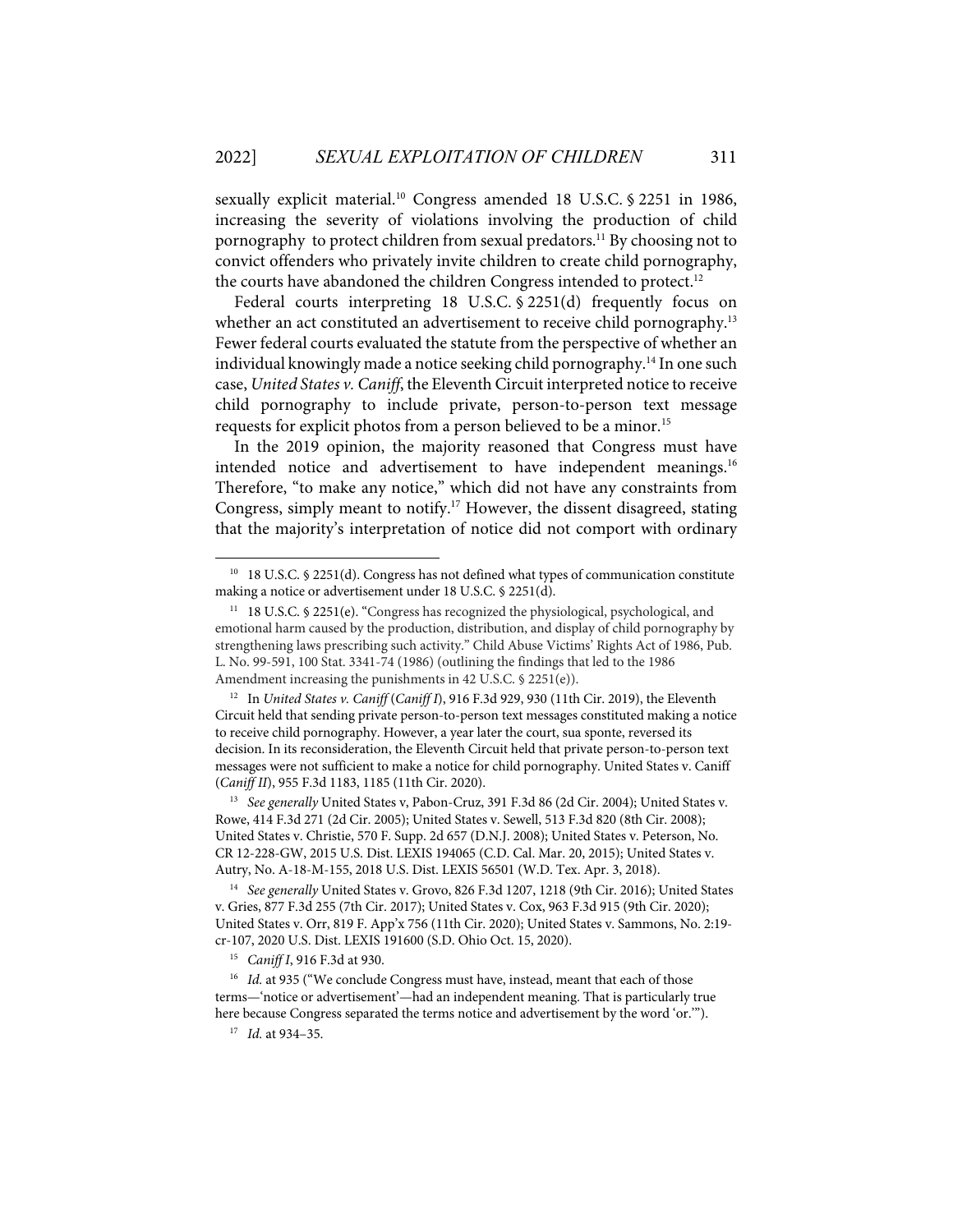sexually explicit material.[10] Congress amended 18 U.S.C. § 2251 in 1986, increasing the severity of violations involving the production of child pornography to protect children from sexual predators.[11] By choosing not to convict offenders who privately invite children to create child pornography, the courts have abandoned the children Congress intended to protect.[12]

Federal courts interpreting 18 U.S.C. § 2251(d) frequently focus on whether an act constituted an advertisement to receive child pornography.[13] Fewer federal courts evaluated the statute from the perspective of whether an individual knowingly made a notice seeking child pornography.[14] In one such case, *United States v. Caniff*, the Eleventh Circuit interpreted notice to receive child pornography to include private, person-to-person text message requests for explicit photos from a person believed to be a minor.[15]

In the 2019 opinion, the majority reasoned that Congress must have intended notice and advertisement to have independent meanings.[16] Therefore, "to make any notice," which did not have any constraints from Congress, simply meant to notify.[17] However, the dissent disagreed, stating that the majority's interpretation of notice did not comport with ordinary

---

[10] 18 U.S.C. § 2251(d). Congress has not defined what types of communication constitute making a notice or advertisement under 18 U.S.C. § 2251(d).

[11] 18 U.S.C. § 2251(e). "Congress has recognized the physiological, psychological, and emotional harm caused by the production, distribution, and display of child pornography by strengthening laws prescribing such activity." Child Abuse Victims' Rights Act of 1986, Pub. L. No. 99-591, 100 Stat. 3341-74 (1986) (outlining the findings that led to the 1986 Amendment increasing the punishments in 42 U.S.C. § 2251(e)).

[12] In *United States v. Caniff* (*Caniff I*), 916 F.3d 929, 930 (11th Cir. 2019), the Eleventh Circuit held that sending private person-to-person text messages constituted making a notice to receive child pornography. However, a year later the court, sua sponte, reversed its decision. In its reconsideration, the Eleventh Circuit held that private person-to-person text messages were not sufficient to make a notice for child pornography. United States v. Caniff (*Caniff II*), 955 F.3d 1183, 1185 (11th Cir. 2020).

[13] *See generally* United States v, Pabon-Cruz, 391 F.3d 86 (2d Cir. 2004); United States v. Rowe, 414 F.3d 271 (2d Cir. 2005); United States v. Sewell, 513 F.3d 820 (8th Cir. 2008); United States v. Christie, 570 F. Supp. 2d 657 (D.N.J. 2008); United States v. Peterson, No. CR 12-228-GW, 2015 U.S. Dist. LEXIS 194065 (C.D. Cal. Mar. 20, 2015); United States v. Autry, No. A-18-M-155, 2018 U.S. Dist. LEXIS 56501 (W.D. Tex. Apr. 3, 2018).

[14] *See generally* United States v. Grovo, 826 F.3d 1207, 1218 (9th Cir. 2016); United States v. Gries, 877 F.3d 255 (7th Cir. 2017); United States v. Cox, 963 F.3d 915 (9th Cir. 2020); United States v. Orr, 819 F. App'x 756 (11th Cir. 2020); United States v. Sammons, No. 2:19-cr-107, 2020 U.S. Dist. LEXIS 191600 (S.D. Ohio Oct. 15, 2020).

[15] *Caniff I*, 916 F.3d at 930.

[16] *Id.* at 935 ("We conclude Congress must have, instead, meant that each of those terms—'notice or advertisement'—had an independent meaning. That is particularly true here because Congress separated the terms notice and advertisement by the word 'or.'").

[17] *Id.* at 934–35.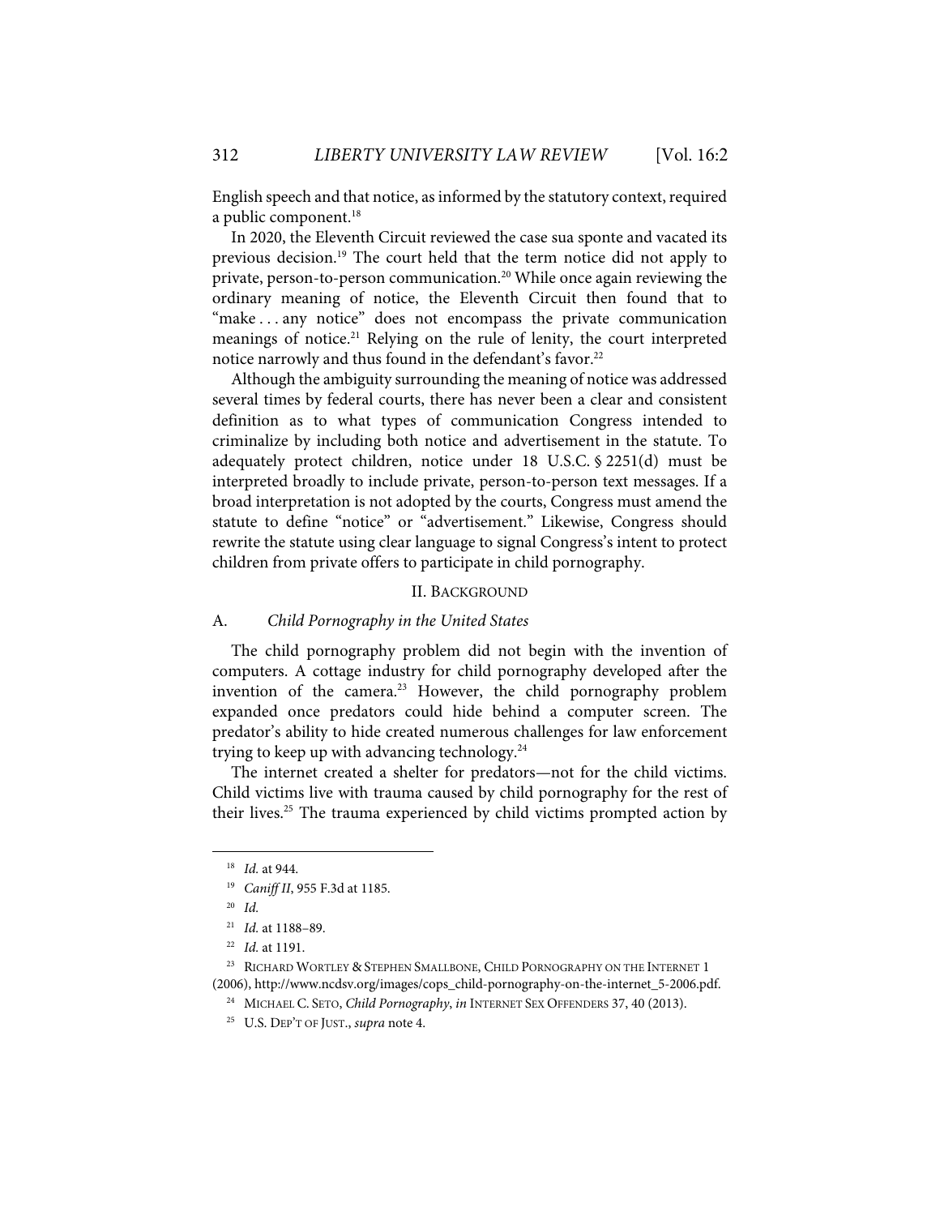English speech and that notice, as informed by the statutory context, required a public component.[18]

In 2020, the Eleventh Circuit reviewed the case sua sponte and vacated its previous decision.[19] The court held that the term notice did not apply to private, person-to-person communication.[20] While once again reviewing the ordinary meaning of notice, the Eleventh Circuit then found that to "make . . . any notice" does not encompass the private communication meanings of notice.[21] Relying on the rule of lenity, the court interpreted notice narrowly and thus found in the defendant's favor.[22]

Although the ambiguity surrounding the meaning of notice was addressed several times by federal courts, there has never been a clear and consistent definition as to what types of communication Congress intended to criminalize by including both notice and advertisement in the statute. To adequately protect children, notice under 18 U.S.C. § 2251(d) must be interpreted broadly to include private, person-to-person text messages. If a broad interpretation is not adopted by the courts, Congress must amend the statute to define "notice" or "advertisement." Likewise, Congress should rewrite the statute using clear language to signal Congress's intent to protect children from private offers to participate in child pornography.

## II. BACKGROUND

### A. *Child Pornography in the United States*

The child pornography problem did not begin with the invention of computers. A cottage industry for child pornography developed after the invention of the camera.[23] However, the child pornography problem expanded once predators could hide behind a computer screen. The predator's ability to hide created numerous challenges for law enforcement trying to keep up with advancing technology.[24]

The internet created a shelter for predators—not for the child victims. Child victims live with trauma caused by child pornography for the rest of their lives.[25] The trauma experienced by child victims prompted action by

---

[18] *Id.* at 944.

[19] *Caniff II*, 955 F.3d at 1185.

[20] *Id.*

[21] *Id.* at 1188–89.

[22] *Id.* at 1191.

[23] RICHARD WORTLEY & STEPHEN SMALLBONE, CHILD PORNOGRAPHY ON THE INTERNET 1 (2006), http://www.ncdsv.org/images/cops_child-pornography-on-the-internet_5-2006.pdf.

[24] MICHAEL C. SETO, *Child Pornography*, *in* INTERNET SEX OFFENDERS 37, 40 (2013).

[25] U.S. DEP'T OF JUST., *supra* note 4.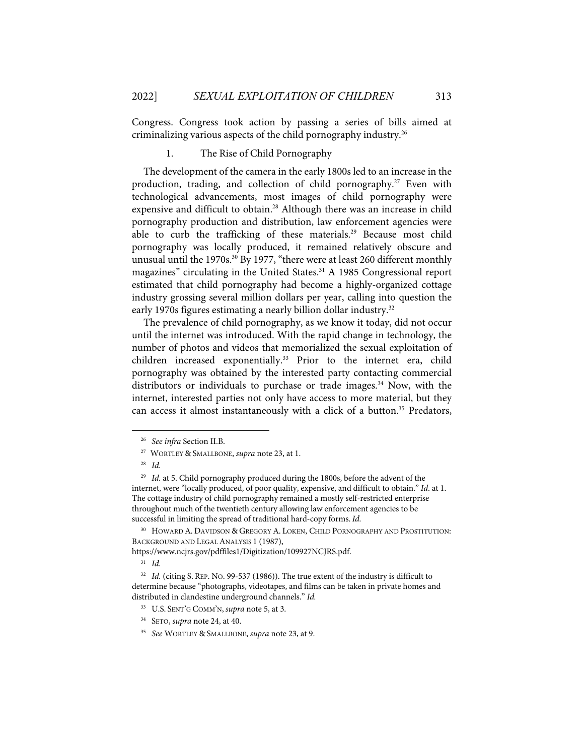Congress. Congress took action by passing a series of bills aimed at criminalizing various aspects of the child pornography industry.[26]

### 1. The Rise of Child Pornography

The development of the camera in the early 1800s led to an increase in the production, trading, and collection of child pornography.[27] Even with technological advancements, most images of child pornography were expensive and difficult to obtain.[28] Although there was an increase in child pornography production and distribution, law enforcement agencies were able to curb the trafficking of these materials.[29] Because most child pornography was locally produced, it remained relatively obscure and unusual until the 1970s.[30] By 1977, "there were at least 260 different monthly magazines" circulating in the United States.[31] A 1985 Congressional report estimated that child pornography had become a highly-organized cottage industry grossing several million dollars per year, calling into question the early 1970s figures estimating a nearly billion dollar industry.[32]

The prevalence of child pornography, as we know it today, did not occur until the internet was introduced. With the rapid change in technology, the number of photos and videos that memorialized the sexual exploitation of children increased exponentially.[33] Prior to the internet era, child pornography was obtained by the interested party contacting commercial distributors or individuals to purchase or trade images.[34] Now, with the internet, interested parties not only have access to more material, but they can access it almost instantaneously with a click of a button.[35] Predators,

---

[26] *See infra* Section II.B.

[27] WORTLEY & SMALLBONE, *supra* note 23, at 1.

[28] *Id.*

[29] *Id.* at 5. Child pornography produced during the 1800s, before the advent of the internet, were "locally produced, of poor quality, expensive, and difficult to obtain." *Id.* at 1. The cottage industry of child pornography remained a mostly self-restricted enterprise throughout much of the twentieth century allowing law enforcement agencies to be successful in limiting the spread of traditional hard-copy forms. *Id.*

[30] HOWARD A. DAVIDSON & GREGORY A. LOKEN, CHILD PORNOGRAPHY AND PROSTITUTION: BACKGROUND AND LEGAL ANALYSIS 1 (1987), https://www.ncjrs.gov/pdffiles1/Digitization/109927NCJRS.pdf.

[31] *Id.*

[32] *Id.* (citing S. REP. NO. 99-537 (1986)). The true extent of the industry is difficult to determine because "photographs, videotapes, and films can be taken in private homes and distributed in clandestine underground channels." *Id.*

[33] U.S. SENT'G COMM'N, *supra* note 5, at 3.

[34] SETO, *supra* note 24, at 40.

[35] *See* WORTLEY & SMALLBONE, *supra* note 23, at 9.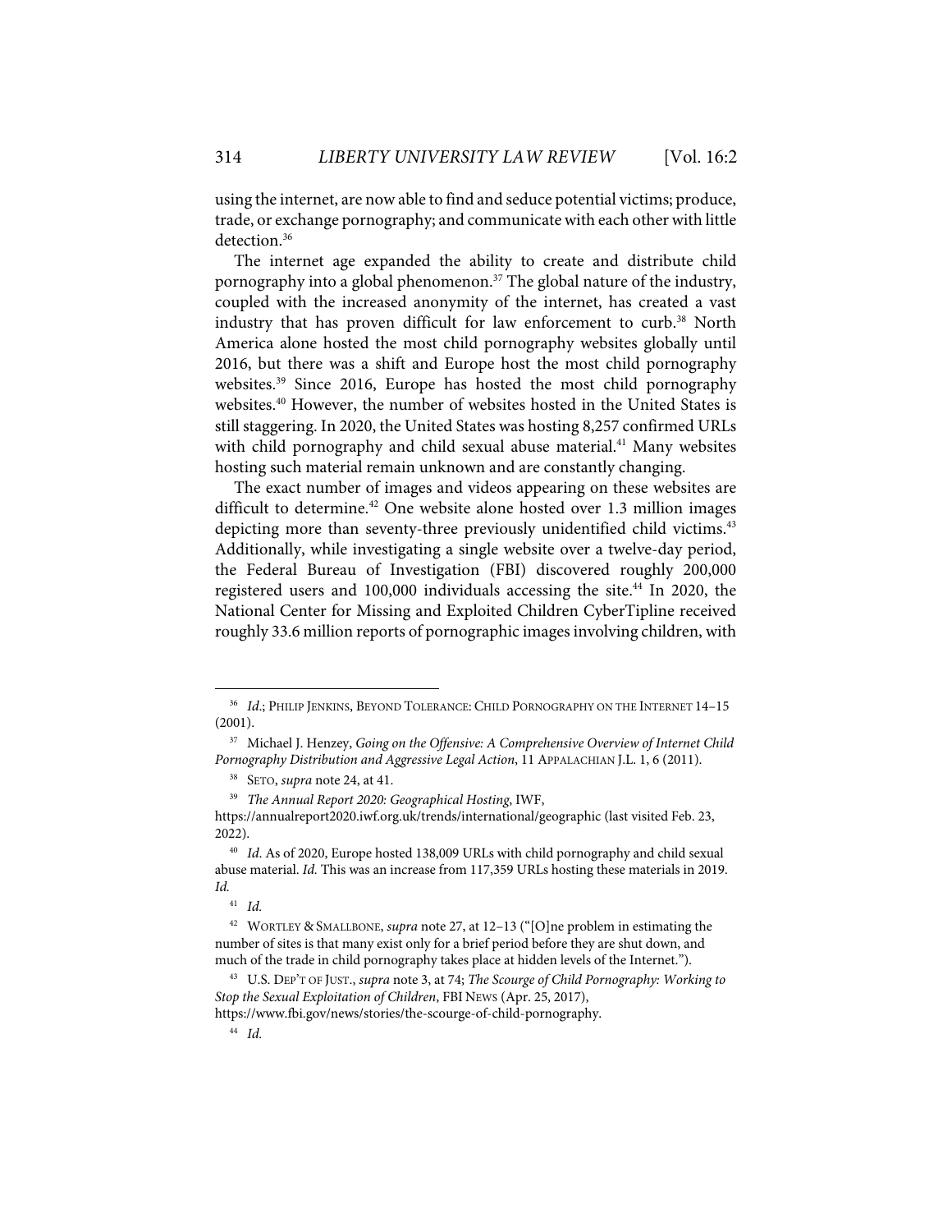using the internet, are now able to find and seduce potential victims; produce, trade, or exchange pornography; and communicate with each other with little detection.[36]

The internet age expanded the ability to create and distribute child pornography into a global phenomenon.[37] The global nature of the industry, coupled with the increased anonymity of the internet, has created a vast industry that has proven difficult for law enforcement to curb.[38] North America alone hosted the most child pornography websites globally until 2016, but there was a shift and Europe host the most child pornography websites.[39] Since 2016, Europe has hosted the most child pornography websites.[40] However, the number of websites hosted in the United States is still staggering. In 2020, the United States was hosting 8,257 confirmed URLs with child pornography and child sexual abuse material.[41] Many websites hosting such material remain unknown and are constantly changing.

The exact number of images and videos appearing on these websites are difficult to determine.[42] One website alone hosted over 1.3 million images depicting more than seventy-three previously unidentified child victims.[43] Additionally, while investigating a single website over a twelve-day period, the Federal Bureau of Investigation (FBI) discovered roughly 200,000 registered users and 100,000 individuals accessing the site.[44] In 2020, the National Center for Missing and Exploited Children CyberTipline received roughly 33.6 million reports of pornographic images involving children, with

---

[36] *Id.*; PHILIP JENKINS, BEYOND TOLERANCE: CHILD PORNOGRAPHY ON THE INTERNET 14–15 (2001).

[37] Michael J. Henzey, *Going on the Offensive: A Comprehensive Overview of Internet Child Pornography Distribution and Aggressive Legal Action*, 11 APPALACHIAN J.L. 1, 6 (2011).

[38] SETO, *supra* note 24, at 41.

[39] *The Annual Report 2020: Geographical Hosting*, IWF, https://annualreport2020.iwf.org.uk/trends/international/geographic (last visited Feb. 23, 2022).

[40] *Id.* As of 2020, Europe hosted 138,009 URLs with child pornography and child sexual abuse material. *Id.* This was an increase from 117,359 URLs hosting these materials in 2019. *Id.*

[41] *Id.*

[42] WORTLEY & SMALLBONE, *supra* note 27, at 12–13 ("[O]ne problem in estimating the number of sites is that many exist only for a brief period before they are shut down, and much of the trade in child pornography takes place at hidden levels of the Internet.").

[43] U.S. DEP'T OF JUST., *supra* note 3, at 74; *The Scourge of Child Pornography: Working to Stop the Sexual Exploitation of Children*, FBI NEWS (Apr. 25, 2017), https://www.fbi.gov/news/stories/the-scourge-of-child-pornography.

[44] *Id.*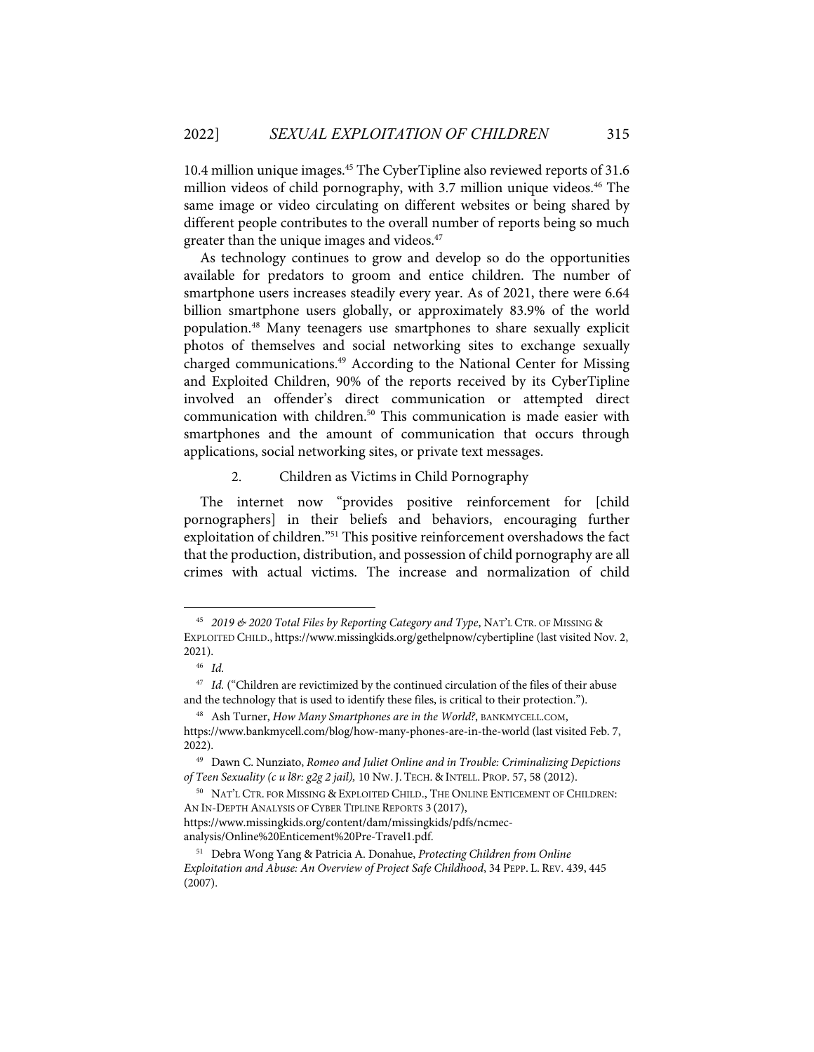10.4 million unique images.[45] The CyberTipline also reviewed reports of 31.6 million videos of child pornography, with 3.7 million unique videos.[46] The same image or video circulating on different websites or being shared by different people contributes to the overall number of reports being so much greater than the unique images and videos.[47]

As technology continues to grow and develop so do the opportunities available for predators to groom and entice children. The number of smartphone users increases steadily every year. As of 2021, there were 6.64 billion smartphone users globally, or approximately 83.9% of the world population.[48] Many teenagers use smartphones to share sexually explicit photos of themselves and social networking sites to exchange sexually charged communications.[49] According to the National Center for Missing and Exploited Children, 90% of the reports received by its CyberTipline involved an offender's direct communication or attempted direct communication with children.[50] This communication is made easier with smartphones and the amount of communication that occurs through applications, social networking sites, or private text messages.

2. Children as Victims in Child Pornography

The internet now "provides positive reinforcement for [child pornographers] in their beliefs and behaviors, encouraging further exploitation of children."[51] This positive reinforcement overshadows the fact that the production, distribution, and possession of child pornography are all crimes with actual victims. The increase and normalization of child

---

[45] *2019 & 2020 Total Files by Reporting Category and Type*, NAT'L CTR. OF MISSING & EXPLOITED CHILD., https://www.missingkids.org/gethelpnow/cybertipline (last visited Nov. 2, 2021).

[46] *Id.*

[47] *Id.* ("Children are revictimized by the continued circulation of the files of their abuse and the technology that is used to identify these files, is critical to their protection.").

[48] Ash Turner, *How Many Smartphones are in the World?*, BANKMYCELL.COM, https://www.bankmycell.com/blog/how-many-phones-are-in-the-world (last visited Feb. 7, 2022).

[49] Dawn C. Nunziato, *Romeo and Juliet Online and in Trouble: Criminalizing Depictions of Teen Sexuality (c u l8r: g2g 2 jail),* 10 NW. J. TECH. & INTELL. PROP. 57, 58 (2012).

[50] NAT'L CTR. FOR MISSING & EXPLOITED CHILD., THE ONLINE ENTICEMENT OF CHILDREN: AN IN-DEPTH ANALYSIS OF CYBER TIPLINE REPORTS 3 (2017), https://www.missingkids.org/content/dam/missingkids/pdfs/ncmec-analysis/Online%20Enticement%20Pre-Travel1.pdf.

[51] Debra Wong Yang & Patricia A. Donahue, *Protecting Children from Online Exploitation and Abuse: An Overview of Project Safe Childhood*, 34 PEPP. L. REV. 439, 445 (2007).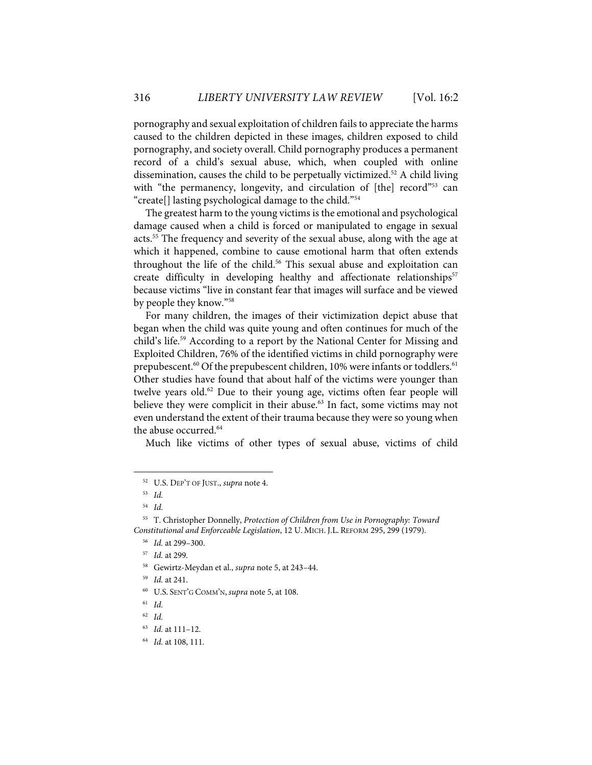pornography and sexual exploitation of children fails to appreciate the harms caused to the children depicted in these images, children exposed to child pornography, and society overall. Child pornography produces a permanent record of a child's sexual abuse, which, when coupled with online dissemination, causes the child to be perpetually victimized.[52] A child living with "the permanency, longevity, and circulation of [the] record"[53] can "create[] lasting psychological damage to the child."[54]

The greatest harm to the young victims is the emotional and psychological damage caused when a child is forced or manipulated to engage in sexual acts.[55] The frequency and severity of the sexual abuse, along with the age at which it happened, combine to cause emotional harm that often extends throughout the life of the child.[56] This sexual abuse and exploitation can create difficulty in developing healthy and affectionate relationships[57] because victims "live in constant fear that images will surface and be viewed by people they know."[58]

For many children, the images of their victimization depict abuse that began when the child was quite young and often continues for much of the child's life.[59] According to a report by the National Center for Missing and Exploited Children, 76% of the identified victims in child pornography were prepubescent.[60] Of the prepubescent children, 10% were infants or toddlers.[61] Other studies have found that about half of the victims were younger than twelve years old.[62] Due to their young age, victims often fear people will believe they were complicit in their abuse.[63] In fact, some victims may not even understand the extent of their trauma because they were so young when the abuse occurred.[64]

Much like victims of other types of sexual abuse, victims of child

---

[52] U.S. DEP'T OF JUST., *supra* note 4.

[53] *Id.*

[54] *Id.*

[55] T. Christopher Donnelly, *Protection of Children from Use in Pornography: Toward Constitutional and Enforceable Legislation*, 12 U. MICH. J.L. REFORM 295, 299 (1979).

[56] *Id.* at 299–300.

[57] *Id.* at 299.

[58] Gewirtz-Meydan et al., *supra* note 5, at 243–44.

[59] *Id.* at 241.

[60] U.S. SENT'G COMM'N, *supra* note 5, at 108.

[61] *Id.*

[62] *Id.*

[63] *Id.* at 111–12.

[64] *Id.* at 108, 111.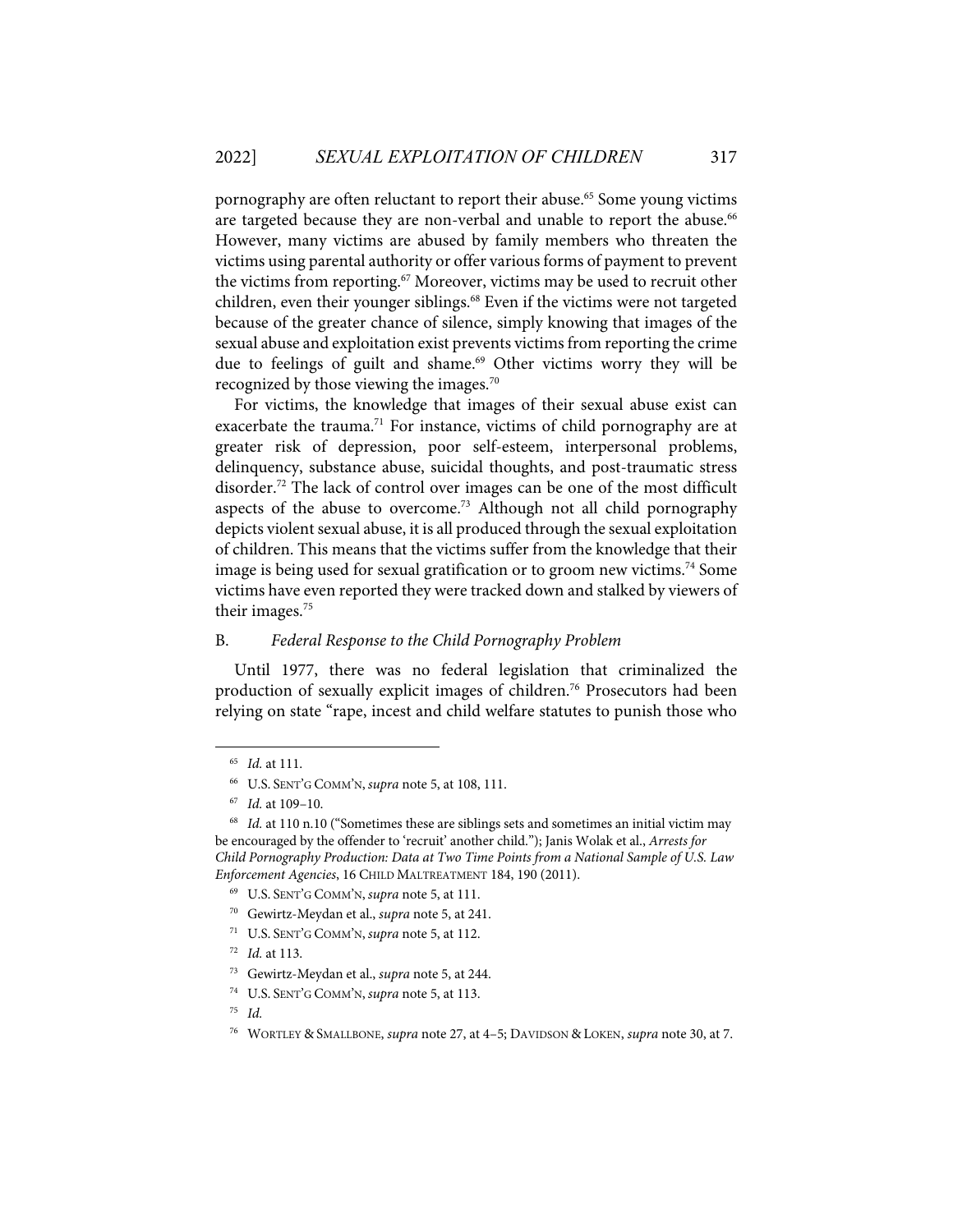pornography are often reluctant to report their abuse.[65] Some young victims are targeted because they are non-verbal and unable to report the abuse.[66] However, many victims are abused by family members who threaten the victims using parental authority or offer various forms of payment to prevent the victims from reporting.[67] Moreover, victims may be used to recruit other children, even their younger siblings.[68] Even if the victims were not targeted because of the greater chance of silence, simply knowing that images of the sexual abuse and exploitation exist prevents victims from reporting the crime due to feelings of guilt and shame.[69] Other victims worry they will be recognized by those viewing the images.[70]

For victims, the knowledge that images of their sexual abuse exist can exacerbate the trauma.[71] For instance, victims of child pornography are at greater risk of depression, poor self-esteem, interpersonal problems, delinquency, substance abuse, suicidal thoughts, and post-traumatic stress disorder.[72] The lack of control over images can be one of the most difficult aspects of the abuse to overcome.[73] Although not all child pornography depicts violent sexual abuse, it is all produced through the sexual exploitation of children. This means that the victims suffer from the knowledge that their image is being used for sexual gratification or to groom new victims.[74] Some victims have even reported they were tracked down and stalked by viewers of their images.[75]

### B. *Federal Response to the Child Pornography Problem*

Until 1977, there was no federal legislation that criminalized the production of sexually explicit images of children.[76] Prosecutors had been relying on state "rape, incest and child welfare statutes to punish those who

---

[65] *Id.* at 111.

[66] U.S. SENT'G COMM'N, *supra* note 5, at 108, 111.

[67] *Id.* at 109–10.

[68] *Id.* at 110 n.10 ("Sometimes these are siblings sets and sometimes an initial victim may be encouraged by the offender to 'recruit' another child."); Janis Wolak et al., *Arrests for Child Pornography Production: Data at Two Time Points from a National Sample of U.S. Law Enforcement Agencies*, 16 CHILD MALTREATMENT 184, 190 (2011).

[69] U.S. SENT'G COMM'N, *supra* note 5, at 111.

[70] Gewirtz-Meydan et al., *supra* note 5, at 241.

[71] U.S. SENT'G COMM'N, *supra* note 5, at 112.

[72] *Id.* at 113.

[73] Gewirtz-Meydan et al., *supra* note 5, at 244.

[74] U.S. SENT'G COMM'N, *supra* note 5, at 113.

[75] *Id.*

[76] WORTLEY & SMALLBONE, *supra* note 27, at 4–5; DAVIDSON & LOKEN, *supra* note 30, at 7.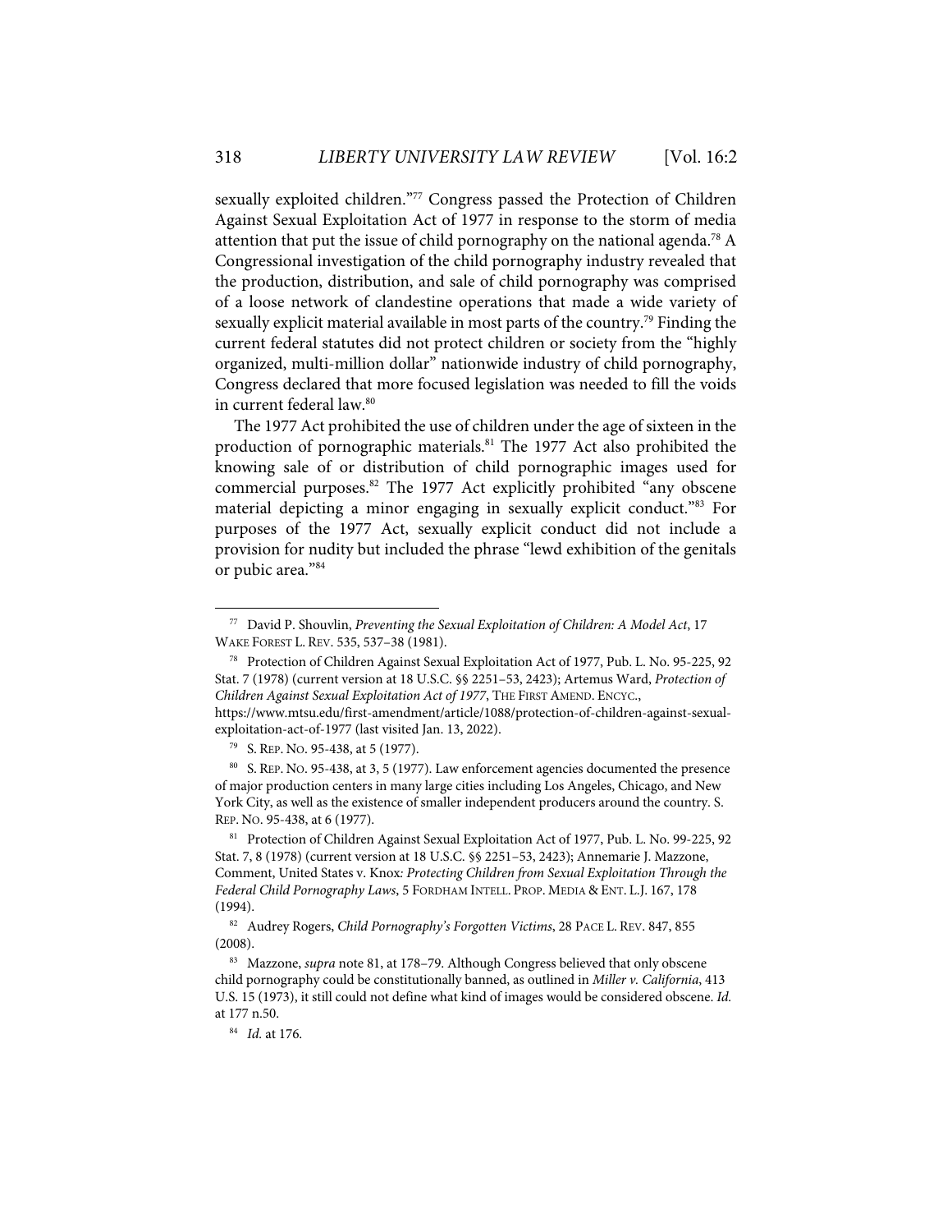sexually exploited children."[77] Congress passed the Protection of Children Against Sexual Exploitation Act of 1977 in response to the storm of media attention that put the issue of child pornography on the national agenda.[78] A Congressional investigation of the child pornography industry revealed that the production, distribution, and sale of child pornography was comprised of a loose network of clandestine operations that made a wide variety of sexually explicit material available in most parts of the country.[79] Finding the current federal statutes did not protect children or society from the "highly organized, multi-million dollar" nationwide industry of child pornography, Congress declared that more focused legislation was needed to fill the voids in current federal law.[80]

The 1977 Act prohibited the use of children under the age of sixteen in the production of pornographic materials.[81] The 1977 Act also prohibited the knowing sale of or distribution of child pornographic images used for commercial purposes.[82] The 1977 Act explicitly prohibited "any obscene material depicting a minor engaging in sexually explicit conduct."[83] For purposes of the 1977 Act, sexually explicit conduct did not include a provision for nudity but included the phrase "lewd exhibition of the genitals or pubic area."[84]

---

[77] David P. Shouvlin, *Preventing the Sexual Exploitation of Children: A Model Act*, 17 WAKE FOREST L. REV. 535, 537–38 (1981).

[78] Protection of Children Against Sexual Exploitation Act of 1977, Pub. L. No. 95-225, 92 Stat. 7 (1978) (current version at 18 U.S.C. §§ 2251–53, 2423); Artemus Ward, *Protection of Children Against Sexual Exploitation Act of 1977*, THE FIRST AMEND. ENCYC., https://www.mtsu.edu/first-amendment/article/1088/protection-of-children-against-sexual-exploitation-act-of-1977 (last visited Jan. 13, 2022).

[79] S. REP. NO. 95-438, at 5 (1977).

[80] S. REP. NO. 95-438, at 3, 5 (1977). Law enforcement agencies documented the presence of major production centers in many large cities including Los Angeles, Chicago, and New York City, as well as the existence of smaller independent producers around the country. S. REP. NO. 95-438, at 6 (1977).

[81] Protection of Children Against Sexual Exploitation Act of 1977, Pub. L. No. 99-225, 92 Stat. 7, 8 (1978) (current version at 18 U.S.C. §§ 2251–53, 2423); Annemarie J. Mazzone, Comment, United States v. Knox*: Protecting Children from Sexual Exploitation Through the Federal Child Pornography Laws*, 5 FORDHAM INTELL. PROP. MEDIA & ENT. L.J. 167, 178 (1994).

[82] Audrey Rogers, *Child Pornography's Forgotten Victims*, 28 PACE L. REV. 847, 855 (2008).

[83] Mazzone, *supra* note 81, at 178–79. Although Congress believed that only obscene child pornography could be constitutionally banned, as outlined in *Miller v. California*, 413 U.S. 15 (1973), it still could not define what kind of images would be considered obscene. *Id.* at 177 n.50.

[84] *Id.* at 176.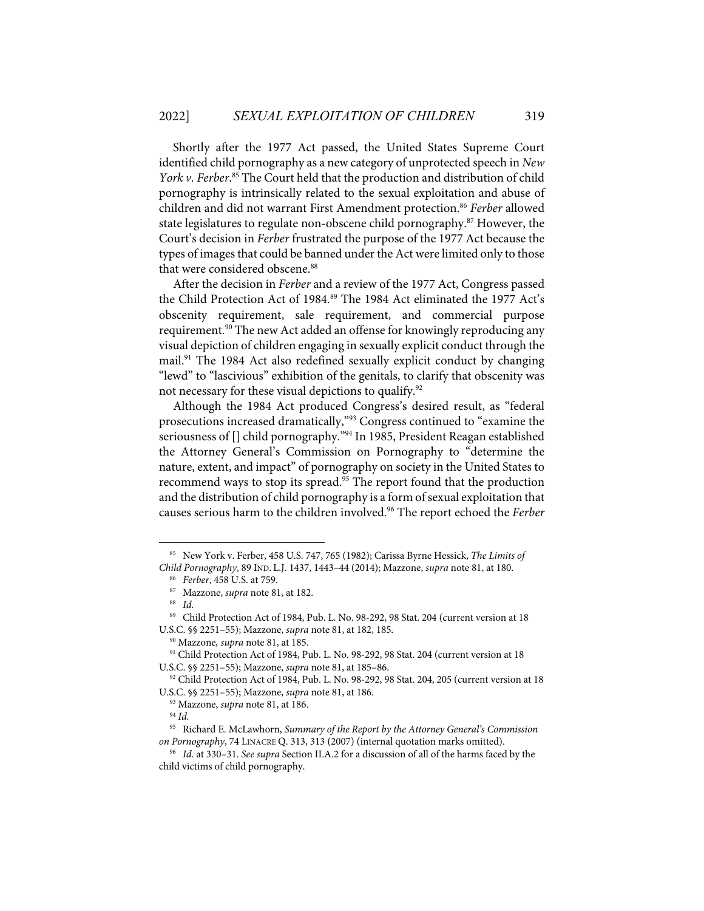Shortly after the 1977 Act passed, the United States Supreme Court identified child pornography as a new category of unprotected speech in *New York v. Ferber*.[85] The Court held that the production and distribution of child pornography is intrinsically related to the sexual exploitation and abuse of children and did not warrant First Amendment protection.[86] *Ferber* allowed state legislatures to regulate non-obscene child pornography.[87] However, the Court's decision in *Ferber* frustrated the purpose of the 1977 Act because the types of images that could be banned under the Act were limited only to those that were considered obscene.[88]

After the decision in *Ferber* and a review of the 1977 Act, Congress passed the Child Protection Act of 1984.[89] The 1984 Act eliminated the 1977 Act's obscenity requirement, sale requirement, and commercial purpose requirement.[90] The new Act added an offense for knowingly reproducing any visual depiction of children engaging in sexually explicit conduct through the mail.[91] The 1984 Act also redefined sexually explicit conduct by changing "lewd" to "lascivious" exhibition of the genitals, to clarify that obscenity was not necessary for these visual depictions to qualify.[92]

Although the 1984 Act produced Congress's desired result, as "federal prosecutions increased dramatically,"[93] Congress continued to "examine the seriousness of [] child pornography."[94] In 1985, President Reagan established the Attorney General's Commission on Pornography to "determine the nature, extent, and impact" of pornography on society in the United States to recommend ways to stop its spread.[95] The report found that the production and the distribution of child pornography is a form of sexual exploitation that causes serious harm to the children involved.[96] The report echoed the *Ferber*

---

[85] New York v. Ferber, 458 U.S. 747, 765 (1982); Carissa Byrne Hessick, *The Limits of Child Pornography*, 89 IND. L.J. 1437, 1443–44 (2014); Mazzone, *supra* note 81, at 180.

[86] *Ferber*, 458 U.S. at 759.

[87] Mazzone, *supra* note 81, at 182.

[88] *Id.*

[89] Child Protection Act of 1984, Pub. L. No. 98-292, 98 Stat. 204 (current version at 18 U.S.C. §§ 2251–55); Mazzone, *supra* note 81, at 182, 185.

[90] Mazzone, *supra* note 81, at 185.

[91] Child Protection Act of 1984, Pub. L. No. 98-292, 98 Stat. 204 (current version at 18 U.S.C. §§ 2251–55); Mazzone, *supra* note 81, at 185–86.

[92] Child Protection Act of 1984, Pub. L. No. 98-292, 98 Stat. 204, 205 (current version at 18 U.S.C. §§ 2251–55); Mazzone, *supra* note 81, at 186.

[93] Mazzone, *supra* note 81, at 186.

[94] *Id.*

[95] Richard E. McLawhorn, *Summary of the Report by the Attorney General's Commission on Pornography*, 74 LINACRE Q. 313, 313 (2007) (internal quotation marks omitted).

[96] *Id.* at 330–31. *See supra* Section II.A.2 for a discussion of all of the harms faced by the child victims of child pornography.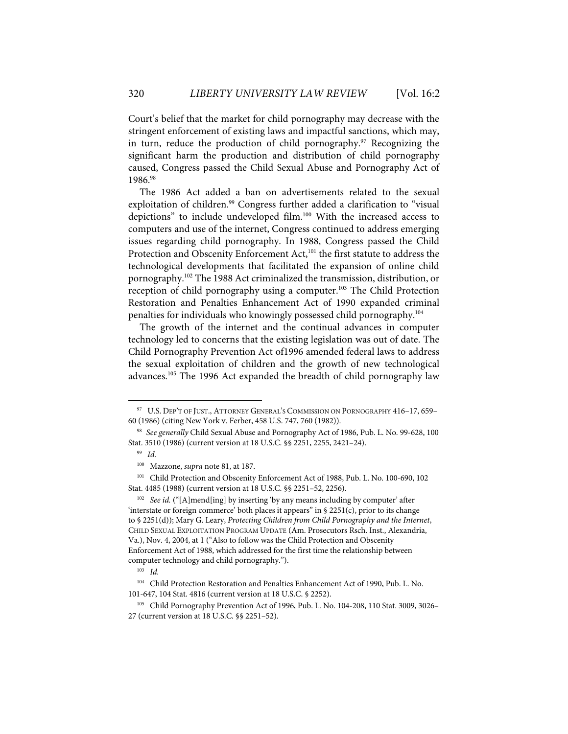Court's belief that the market for child pornography may decrease with the stringent enforcement of existing laws and impactful sanctions, which may, in turn, reduce the production of child pornography.[97] Recognizing the significant harm the production and distribution of child pornography caused, Congress passed the Child Sexual Abuse and Pornography Act of 1986.[98]

The 1986 Act added a ban on advertisements related to the sexual exploitation of children.[99] Congress further added a clarification to "visual depictions" to include undeveloped film.[100] With the increased access to computers and use of the internet, Congress continued to address emerging issues regarding child pornography. In 1988, Congress passed the Child Protection and Obscenity Enforcement Act,[101] the first statute to address the technological developments that facilitated the expansion of online child pornography.[102] The 1988 Act criminalized the transmission, distribution, or reception of child pornography using a computer.[103] The Child Protection Restoration and Penalties Enhancement Act of 1990 expanded criminal penalties for individuals who knowingly possessed child pornography.[104]

The growth of the internet and the continual advances in computer technology led to concerns that the existing legislation was out of date. The Child Pornography Prevention Act of1996 amended federal laws to address the sexual exploitation of children and the growth of new technological advances.[105] The 1996 Act expanded the breadth of child pornography law

---

[97] U.S. DEP'T OF JUST., ATTORNEY GENERAL'S COMMISSION ON PORNOGRAPHY 416–17, 659–60 (1986) (citing New York v. Ferber, 458 U.S. 747, 760 (1982)).

[98] *See generally* Child Sexual Abuse and Pornography Act of 1986, Pub. L. No. 99-628, 100 Stat. 3510 (1986) (current version at 18 U.S.C. §§ 2251, 2255, 2421–24).

[99] *Id.*

[100] Mazzone, *supra* note 81, at 187.

[101] Child Protection and Obscenity Enforcement Act of 1988, Pub. L. No. 100-690, 102 Stat. 4485 (1988) (current version at 18 U.S.C. §§ 2251–52, 2256).

[102] *See id.* ("[A]mend[ing] by inserting 'by any means including by computer' after 'interstate or foreign commerce' both places it appears" in § 2251(c), prior to its change to § 2251(d)); Mary G. Leary, *Protecting Children from Child Pornography and the Internet*, CHILD SEXUAL EXPLOITATION PROGRAM UPDATE (Am. Prosecutors Rsch. Inst., Alexandria, Va.), Nov. 4, 2004, at 1 ("Also to follow was the Child Protection and Obscenity Enforcement Act of 1988, which addressed for the first time the relationship between computer technology and child pornography.").

[103] *Id.*

[104] Child Protection Restoration and Penalties Enhancement Act of 1990, Pub. L. No. 101-647, 104 Stat. 4816 (current version at 18 U.S.C. § 2252).

[105] Child Pornography Prevention Act of 1996, Pub. L. No. 104-208, 110 Stat. 3009, 3026–27 (current version at 18 U.S.C. §§ 2251–52).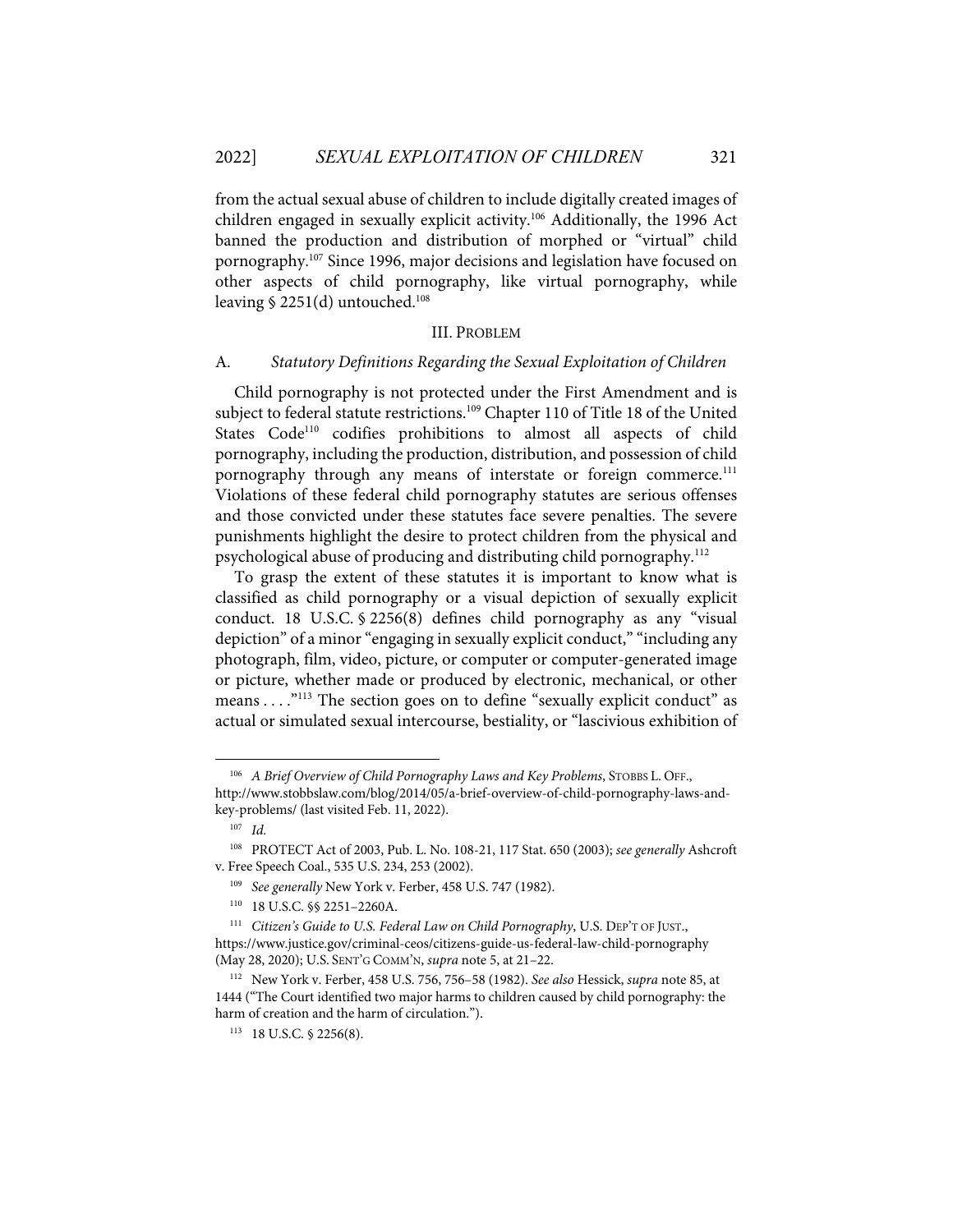from the actual sexual abuse of children to include digitally created images of children engaged in sexually explicit activity.[106] Additionally, the 1996 Act banned the production and distribution of morphed or "virtual" child pornography.[107] Since 1996, major decisions and legislation have focused on other aspects of child pornography, like virtual pornography, while leaving § 2251(d) untouched.[108]

## III. PROBLEM

### A. *Statutory Definitions Regarding the Sexual Exploitation of Children*

Child pornography is not protected under the First Amendment and is subject to federal statute restrictions.[109] Chapter 110 of Title 18 of the United States Code[110] codifies prohibitions to almost all aspects of child pornography, including the production, distribution, and possession of child pornography through any means of interstate or foreign commerce.[111] Violations of these federal child pornography statutes are serious offenses and those convicted under these statutes face severe penalties. The severe punishments highlight the desire to protect children from the physical and psychological abuse of producing and distributing child pornography.[112]

To grasp the extent of these statutes it is important to know what is classified as child pornography or a visual depiction of sexually explicit conduct. 18 U.S.C. § 2256(8) defines child pornography as any "visual depiction" of a minor "engaging in sexually explicit conduct," "including any photograph, film, video, picture, or computer or computer-generated image or picture, whether made or produced by electronic, mechanical, or other means . . . ."[113] The section goes on to define "sexually explicit conduct" as actual or simulated sexual intercourse, bestiality, or "lascivious exhibition of

---

[106] *A Brief Overview of Child Pornography Laws and Key Problems*, STOBBS L. OFF., http://www.stobbslaw.com/blog/2014/05/a-brief-overview-of-child-pornography-laws-and-key-problems/ (last visited Feb. 11, 2022).

[107] *Id.*

[108] PROTECT Act of 2003, Pub. L. No. 108-21, 117 Stat. 650 (2003); *see generally* Ashcroft v. Free Speech Coal., 535 U.S. 234, 253 (2002).

[109] *See generally* New York v. Ferber, 458 U.S. 747 (1982).

[110] 18 U.S.C. §§ 2251–2260A.

[111] *Citizen's Guide to U.S. Federal Law on Child Pornography*, U.S. DEP'T OF JUST., https://www.justice.gov/criminal-ceos/citizens-guide-us-federal-law-child-pornography (May 28, 2020); U.S. SENT'G COMM'N, *supra* note 5, at 21–22.

[112] New York v. Ferber, 458 U.S. 756, 756–58 (1982). *See also* Hessick, *supra* note 85, at 1444 ("The Court identified two major harms to children caused by child pornography: the harm of creation and the harm of circulation.").

[113] 18 U.S.C. § 2256(8).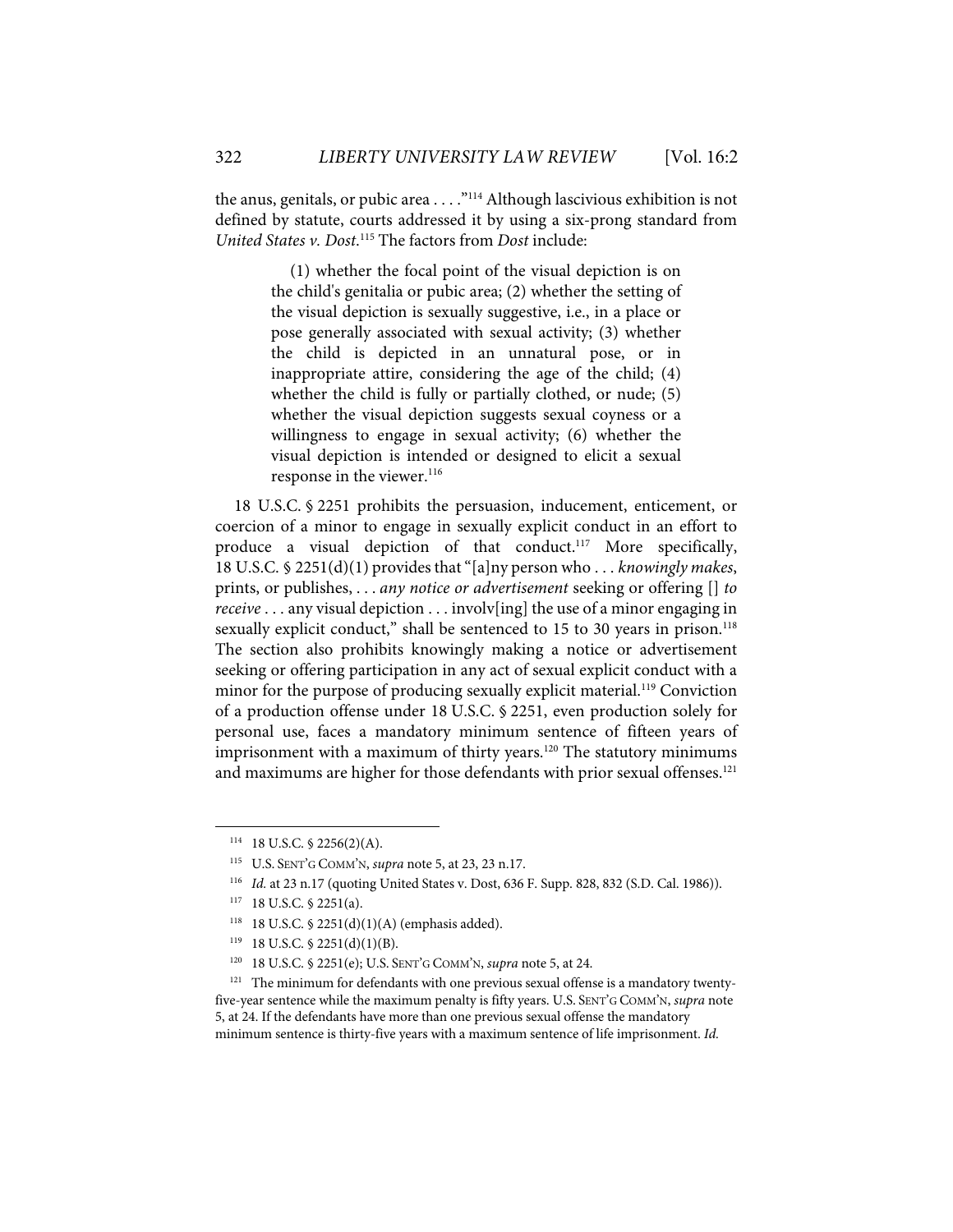the anus, genitals, or pubic area . . . ."[114] Although lascivious exhibition is not defined by statute, courts addressed it by using a six-prong standard from *United States v. Dost*.[115] The factors from *Dost* include:

> (1) whether the focal point of the visual depiction is on the child's genitalia or pubic area; (2) whether the setting of the visual depiction is sexually suggestive, i.e., in a place or pose generally associated with sexual activity; (3) whether the child is depicted in an unnatural pose, or in inappropriate attire, considering the age of the child; (4) whether the child is fully or partially clothed, or nude; (5) whether the visual depiction suggests sexual coyness or a willingness to engage in sexual activity; (6) whether the visual depiction is intended or designed to elicit a sexual response in the viewer.[116]

18 U.S.C. § 2251 prohibits the persuasion, inducement, enticement, or coercion of a minor to engage in sexually explicit conduct in an effort to produce a visual depiction of that conduct.[117] More specifically, 18 U.S.C. § 2251(d)(1) provides that "[a]ny person who . . . *knowingly makes*, prints, or publishes, . . . *any notice or advertisement* seeking or offering [] *to receive* . . . any visual depiction . . . involv[ing] the use of a minor engaging in sexually explicit conduct," shall be sentenced to 15 to 30 years in prison.[118] The section also prohibits knowingly making a notice or advertisement seeking or offering participation in any act of sexual explicit conduct with a minor for the purpose of producing sexually explicit material.[119] Conviction of a production offense under 18 U.S.C. § 2251, even production solely for personal use, faces a mandatory minimum sentence of fifteen years of imprisonment with a maximum of thirty years.[120] The statutory minimums and maximums are higher for those defendants with prior sexual offenses.[121]

---

[114] 18 U.S.C. § 2256(2)(A).

[115] U.S. SENT'G COMM'N, *supra* note 5, at 23, 23 n.17.

[116] *Id.* at 23 n.17 (quoting United States v. Dost, 636 F. Supp. 828, 832 (S.D. Cal. 1986)).

[117] 18 U.S.C. § 2251(a).

[118] 18 U.S.C. § 2251(d)(1)(A) (emphasis added).

[119] 18 U.S.C. § 2251(d)(1)(B).

[120] 18 U.S.C. § 2251(e); U.S. SENT'G COMM'N, *supra* note 5, at 24.

[121] The minimum for defendants with one previous sexual offense is a mandatory twenty-five-year sentence while the maximum penalty is fifty years. U.S. SENT'G COMM'N, *supra* note 5, at 24. If the defendants have more than one previous sexual offense the mandatory minimum sentence is thirty-five years with a maximum sentence of life imprisonment. *Id.*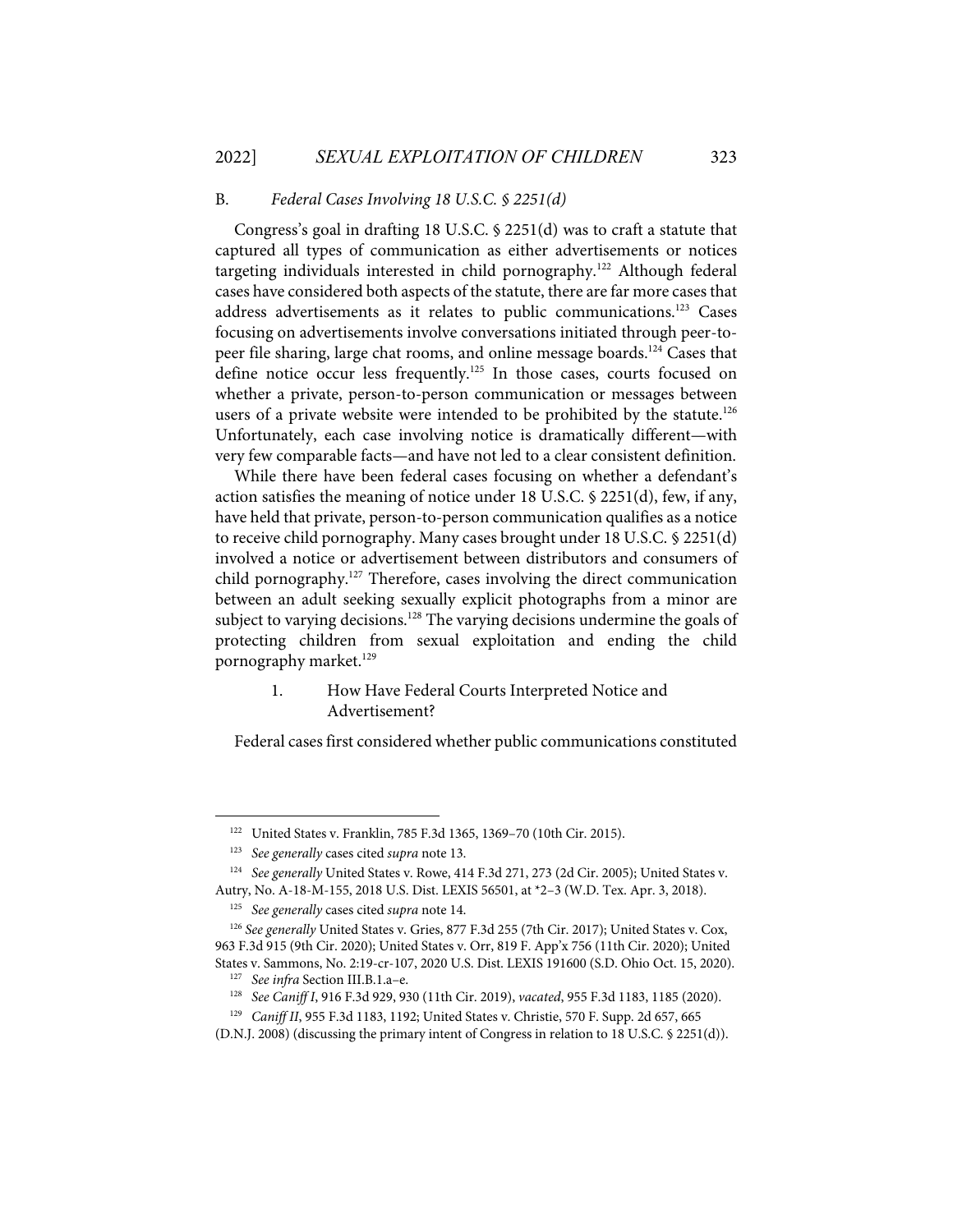### B. *Federal Cases Involving 18 U.S.C. § 2251(d)*

Congress's goal in drafting 18 U.S.C. § 2251(d) was to craft a statute that captured all types of communication as either advertisements or notices targeting individuals interested in child pornography.[122] Although federal cases have considered both aspects of the statute, there are far more cases that address advertisements as it relates to public communications.[123] Cases focusing on advertisements involve conversations initiated through peer-to-peer file sharing, large chat rooms, and online message boards.[124] Cases that define notice occur less frequently.[125] In those cases, courts focused on whether a private, person-to-person communication or messages between users of a private website were intended to be prohibited by the statute.[126] Unfortunately, each case involving notice is dramatically different—with very few comparable facts—and have not led to a clear consistent definition.

While there have been federal cases focusing on whether a defendant's action satisfies the meaning of notice under 18 U.S.C. § 2251(d), few, if any, have held that private, person-to-person communication qualifies as a notice to receive child pornography. Many cases brought under 18 U.S.C. § 2251(d) involved a notice or advertisement between distributors and consumers of child pornography.[127] Therefore, cases involving the direct communication between an adult seeking sexually explicit photographs from a minor are subject to varying decisions.[128] The varying decisions undermine the goals of protecting children from sexual exploitation and ending the child pornography market.[129]

#### 1. How Have Federal Courts Interpreted Notice and Advertisement?

Federal cases first considered whether public communications constituted

---

[122] United States v. Franklin, 785 F.3d 1365, 1369–70 (10th Cir. 2015).

[123] *See generally* cases cited *supra* note 13.

[124] *See generally* United States v. Rowe, 414 F.3d 271, 273 (2d Cir. 2005); United States v. Autry, No. A-18-M-155, 2018 U.S. Dist. LEXIS 56501, at *2–3 (W.D. Tex. Apr. 3, 2018).

[125] *See generally* cases cited *supra* note 14.

[126] *See generally* United States v. Gries, 877 F.3d 255 (7th Cir. 2017); United States v. Cox, 963 F.3d 915 (9th Cir. 2020); United States v. Orr, 819 F. App'x 756 (11th Cir. 2020); United States v. Sammons, No. 2:19-cr-107, 2020 U.S. Dist. LEXIS 191600 (S.D. Ohio Oct. 15, 2020).

[127] *See infra* Section III.B.1.a–e.

[128] *See Caniff I*, 916 F.3d 929, 930 (11th Cir. 2019), *vacated*, 955 F.3d 1183, 1185 (2020).

[129] *Caniff II*, 955 F.3d 1183, 1192; United States v. Christie, 570 F. Supp. 2d 657, 665 (D.N.J. 2008) (discussing the primary intent of Congress in relation to 18 U.S.C. § 2251(d)).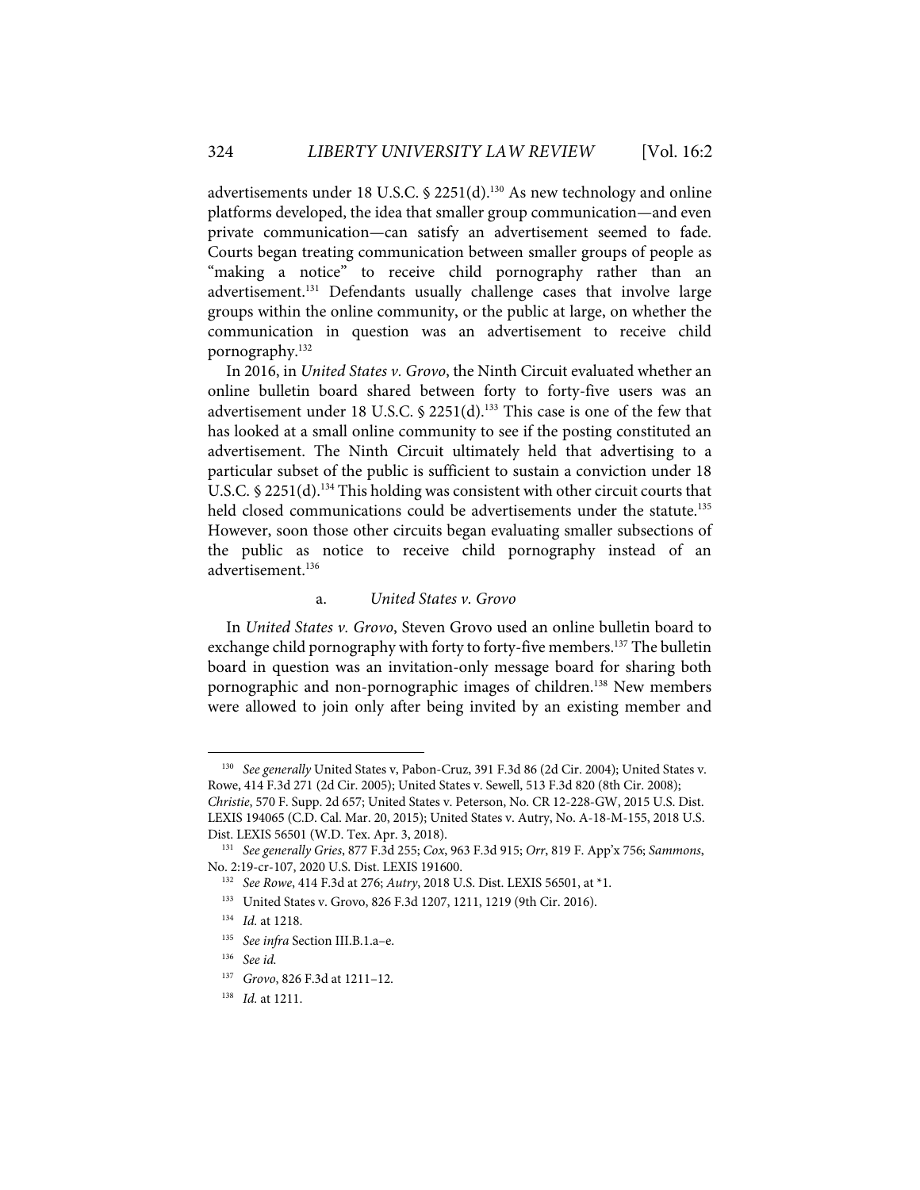advertisements under 18 U.S.C. § 2251(d).[130] As new technology and online platforms developed, the idea that smaller group communication—and even private communication—can satisfy an advertisement seemed to fade. Courts began treating communication between smaller groups of people as "making a notice" to receive child pornography rather than an advertisement.[131] Defendants usually challenge cases that involve large groups within the online community, or the public at large, on whether the communication in question was an advertisement to receive child pornography.[132]

In 2016, in *United States v. Grovo*, the Ninth Circuit evaluated whether an online bulletin board shared between forty to forty-five users was an advertisement under 18 U.S.C. § 2251(d).[133] This case is one of the few that has looked at a small online community to see if the posting constituted an advertisement. The Ninth Circuit ultimately held that advertising to a particular subset of the public is sufficient to sustain a conviction under 18 U.S.C. § 2251(d).[134] This holding was consistent with other circuit courts that held closed communications could be advertisements under the statute.[135] However, soon those other circuits began evaluating smaller subsections of the public as notice to receive child pornography instead of an advertisement.[136]

#### a. *United States v. Grovo*

In *United States v. Grovo*, Steven Grovo used an online bulletin board to exchange child pornography with forty to forty-five members.[137] The bulletin board in question was an invitation-only message board for sharing both pornographic and non-pornographic images of children.[138] New members were allowed to join only after being invited by an existing member and

---

[130] *See generally* United States v, Pabon-Cruz, 391 F.3d 86 (2d Cir. 2004); United States v. Rowe, 414 F.3d 271 (2d Cir. 2005); United States v. Sewell, 513 F.3d 820 (8th Cir. 2008); *Christie*, 570 F. Supp. 2d 657; United States v. Peterson, No. CR 12-228-GW, 2015 U.S. Dist. LEXIS 194065 (C.D. Cal. Mar. 20, 2015); United States v. Autry, No. A-18-M-155, 2018 U.S. Dist. LEXIS 56501 (W.D. Tex. Apr. 3, 2018).

[131] *See generally Gries*, 877 F.3d 255; *Cox*, 963 F.3d 915; *Orr*, 819 F. App'x 756; *Sammons*, No. 2:19-cr-107, 2020 U.S. Dist. LEXIS 191600.

[132] *See Rowe*, 414 F.3d at 276; *Autry*, 2018 U.S. Dist. LEXIS 56501, at *1.

[133] United States v. Grovo, 826 F.3d 1207, 1211, 1219 (9th Cir. 2016).

[134] *Id.* at 1218.

[135] *See infra* Section III.B.1.a–e.

[136] *See id.*

[137] *Grovo*, 826 F.3d at 1211–12.

[138] *Id.* at 1211.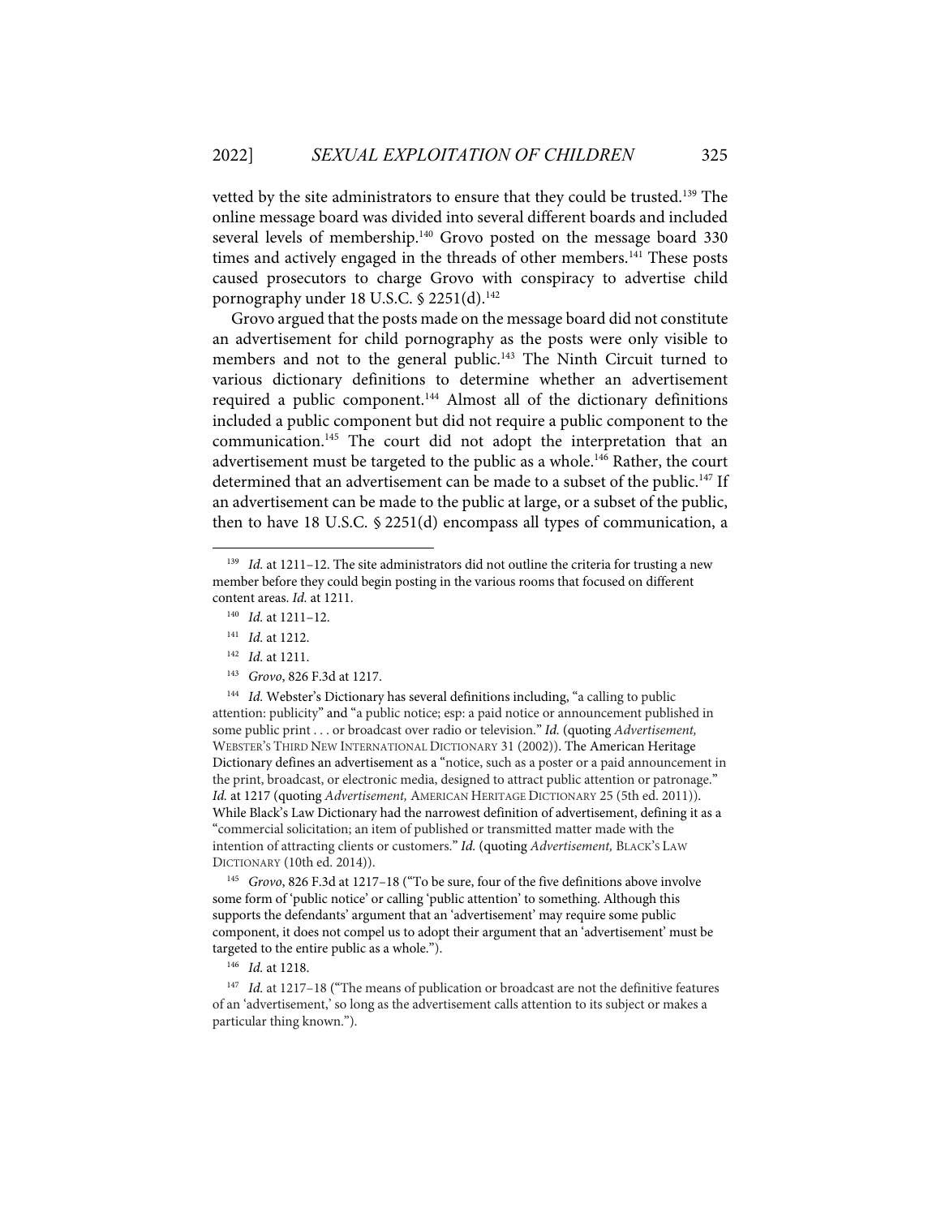vetted by the site administrators to ensure that they could be trusted.[139] The online message board was divided into several different boards and included several levels of membership.[140] Grovo posted on the message board 330 times and actively engaged in the threads of other members.[141] These posts caused prosecutors to charge Grovo with conspiracy to advertise child pornography under 18 U.S.C. § 2251(d).[142]

Grovo argued that the posts made on the message board did not constitute an advertisement for child pornography as the posts were only visible to members and not to the general public.[143] The Ninth Circuit turned to various dictionary definitions to determine whether an advertisement required a public component.[144] Almost all of the dictionary definitions included a public component but did not require a public component to the communication.[145] The court did not adopt the interpretation that an advertisement must be targeted to the public as a whole.[146] Rather, the court determined that an advertisement can be made to a subset of the public.[147] If an advertisement can be made to the public at large, or a subset of the public, then to have 18 U.S.C. § 2251(d) encompass all types of communication, a

---

[139] *Id.* at 1211–12. The site administrators did not outline the criteria for trusting a new member before they could begin posting in the various rooms that focused on different content areas. *Id.* at 1211.

[140] *Id.* at 1211–12.

[141] *Id.* at 1212.

[142] *Id.* at 1211.

[143] *Grovo*, 826 F.3d at 1217.

[144] *Id.* Webster's Dictionary has several definitions including, "a calling to public attention: publicity" and "a public notice; esp: a paid notice or announcement published in some public print . . . or broadcast over radio or television." *Id.* (quoting *Advertisement,* WEBSTER'S THIRD NEW INTERNATIONAL DICTIONARY 31 (2002)). The American Heritage Dictionary defines an advertisement as a "notice, such as a poster or a paid announcement in the print, broadcast, or electronic media, designed to attract public attention or patronage." *Id.* at 1217 (quoting *Advertisement,* AMERICAN HERITAGE DICTIONARY 25 (5th ed. 2011)). While Black's Law Dictionary had the narrowest definition of advertisement, defining it as a "commercial solicitation; an item of published or transmitted matter made with the intention of attracting clients or customers." *Id.* (quoting *Advertisement,* BLACK'S LAW DICTIONARY (10th ed. 2014)).

[145] *Grovo*, 826 F.3d at 1217–18 ("To be sure, four of the five definitions above involve some form of 'public notice' or calling 'public attention' to something. Although this supports the defendants' argument that an 'advertisement' may require some public component, it does not compel us to adopt their argument that an 'advertisement' must be targeted to the entire public as a whole.").

[146] *Id.* at 1218.

[147] *Id.* at 1217–18 ("The means of publication or broadcast are not the definitive features of an 'advertisement,' so long as the advertisement calls attention to its subject or makes a particular thing known.").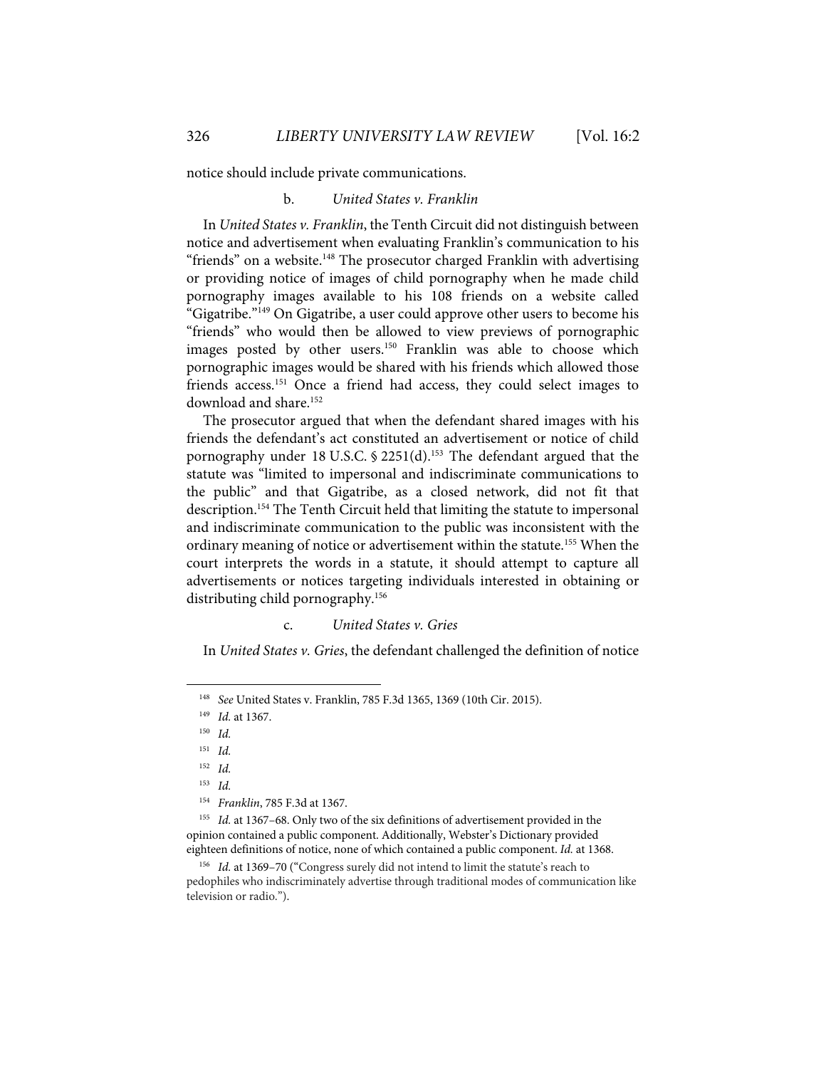notice should include private communications.

### b. *United States v. Franklin*

In *United States v. Franklin*, the Tenth Circuit did not distinguish between notice and advertisement when evaluating Franklin's communication to his "friends" on a website.[148] The prosecutor charged Franklin with advertising or providing notice of images of child pornography when he made child pornography images available to his 108 friends on a website called "Gigatribe."[149] On Gigatribe, a user could approve other users to become his "friends" who would then be allowed to view previews of pornographic images posted by other users.[150] Franklin was able to choose which pornographic images would be shared with his friends which allowed those friends access.[151] Once a friend had access, they could select images to download and share.[152]

The prosecutor argued that when the defendant shared images with his friends the defendant's act constituted an advertisement or notice of child pornography under 18 U.S.C. § 2251(d).[153] The defendant argued that the statute was "limited to impersonal and indiscriminate communications to the public" and that Gigatribe, as a closed network, did not fit that description.[154] The Tenth Circuit held that limiting the statute to impersonal and indiscriminate communication to the public was inconsistent with the ordinary meaning of notice or advertisement within the statute.[155] When the court interprets the words in a statute, it should attempt to capture all advertisements or notices targeting individuals interested in obtaining or distributing child pornography.[156]

### c. *United States v. Gries*

In *United States v. Gries*, the defendant challenged the definition of notice

---

[148] *See* United States v. Franklin, 785 F.3d 1365, 1369 (10th Cir. 2015).

[149] *Id.* at 1367.

[150] *Id.*

[151] *Id.*

[152] *Id.*

[153] *Id.*

[154] *Franklin*, 785 F.3d at 1367.

[155] *Id.* at 1367–68. Only two of the six definitions of advertisement provided in the opinion contained a public component. Additionally, Webster's Dictionary provided eighteen definitions of notice, none of which contained a public component. *Id.* at 1368.

[156] *Id.* at 1369–70 ("Congress surely did not intend to limit the statute's reach to pedophiles who indiscriminately advertise through traditional modes of communication like television or radio.").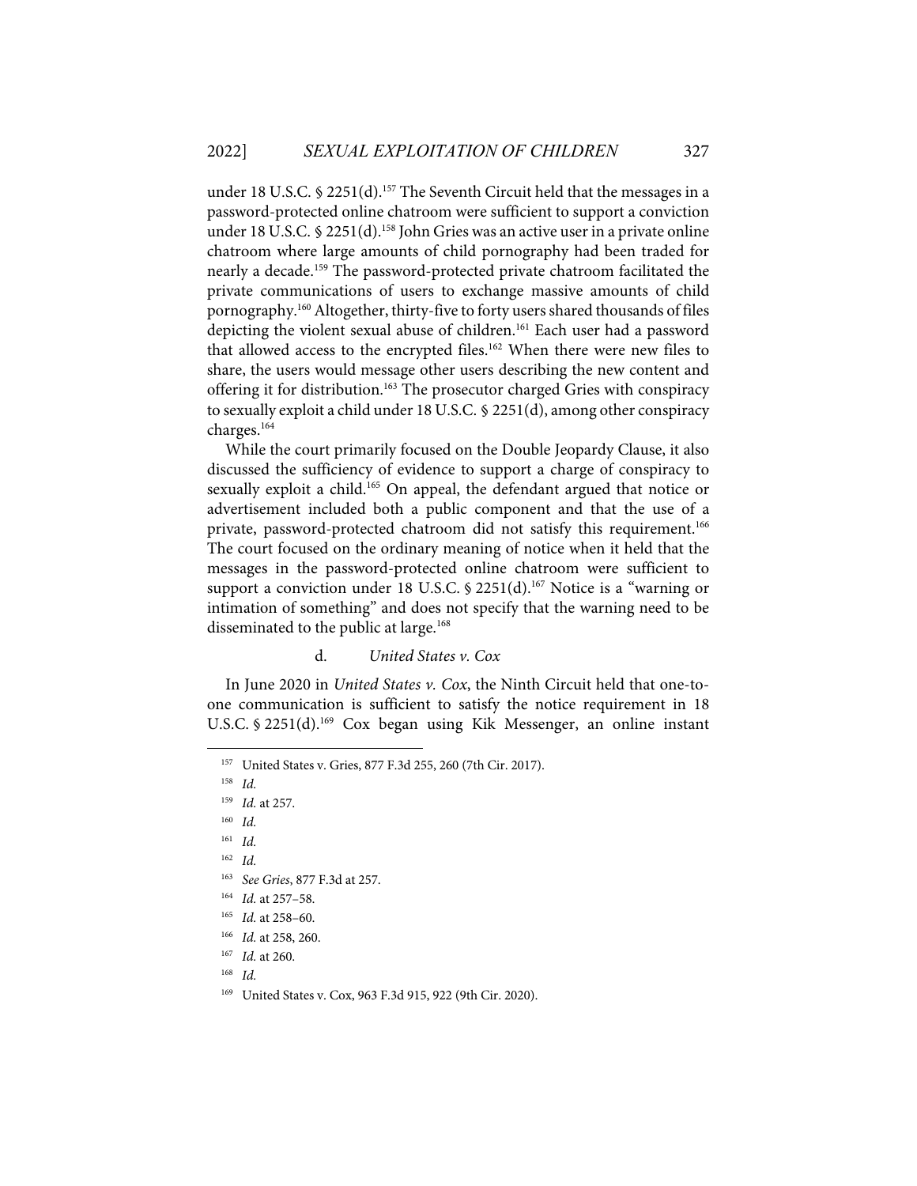under 18 U.S.C. § 2251(d).[157] The Seventh Circuit held that the messages in a password-protected online chatroom were sufficient to support a conviction under 18 U.S.C. § 2251(d).[158] John Gries was an active user in a private online chatroom where large amounts of child pornography had been traded for nearly a decade.[159] The password-protected private chatroom facilitated the private communications of users to exchange massive amounts of child pornography.[160] Altogether, thirty-five to forty users shared thousands of files depicting the violent sexual abuse of children.[161] Each user had a password that allowed access to the encrypted files.[162] When there were new files to share, the users would message other users describing the new content and offering it for distribution.[163] The prosecutor charged Gries with conspiracy to sexually exploit a child under 18 U.S.C. § 2251(d), among other conspiracy charges.[164]

While the court primarily focused on the Double Jeopardy Clause, it also discussed the sufficiency of evidence to support a charge of conspiracy to sexually exploit a child.[165] On appeal, the defendant argued that notice or advertisement included both a public component and that the use of a private, password-protected chatroom did not satisfy this requirement.[166] The court focused on the ordinary meaning of notice when it held that the messages in the password-protected online chatroom were sufficient to support a conviction under 18 U.S.C. § 2251(d).[167] Notice is a "warning or intimation of something" and does not specify that the warning need to be disseminated to the public at large.[168]

#### d. *United States v. Cox*

In June 2020 in *United States v. Cox*, the Ninth Circuit held that one-to-one communication is sufficient to satisfy the notice requirement in 18 U.S.C. § 2251(d).[169] Cox began using Kik Messenger, an online instant

---

[157] United States v. Gries, 877 F.3d 255, 260 (7th Cir. 2017).

[158] *Id.*

[159] *Id.* at 257.

[160] *Id.*

[161] *Id.*

[162] *Id.*

[163] *See Gries*, 877 F.3d at 257.

[164] *Id.* at 257–58.

[165] *Id.* at 258–60.

[166] *Id.* at 258, 260.

[167] *Id.* at 260.

[168] *Id.*

[169] United States v. Cox, 963 F.3d 915, 922 (9th Cir. 2020).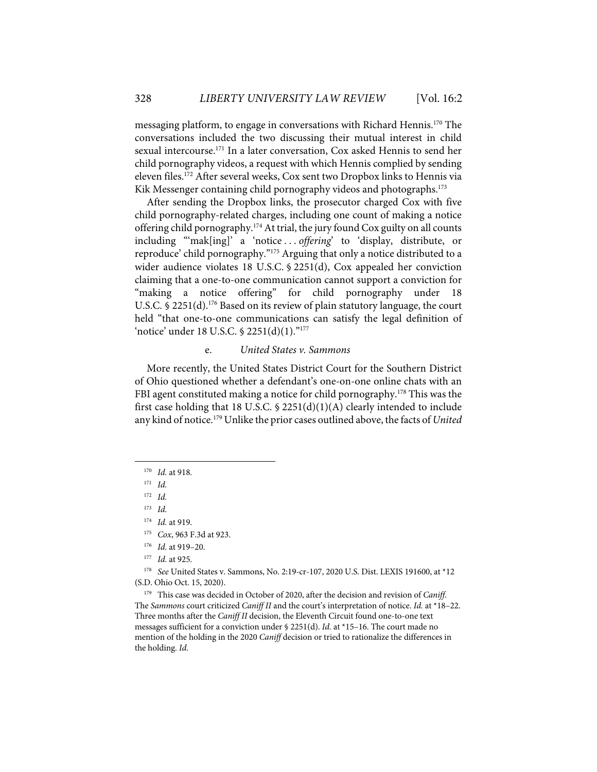messaging platform, to engage in conversations with Richard Hennis.[170] The conversations included the two discussing their mutual interest in child sexual intercourse.[171] In a later conversation, Cox asked Hennis to send her child pornography videos, a request with which Hennis complied by sending eleven files.[172] After several weeks, Cox sent two Dropbox links to Hennis via Kik Messenger containing child pornography videos and photographs.[173]

After sending the Dropbox links, the prosecutor charged Cox with five child pornography-related charges, including one count of making a notice offering child pornography.[174] At trial, the jury found Cox guilty on all counts including "'mak[ing]' a 'notice . . . *offering*' to 'display, distribute, or reproduce' child pornography."[175] Arguing that only a notice distributed to a wider audience violates 18 U.S.C. § 2251(d), Cox appealed her conviction claiming that a one-to-one communication cannot support a conviction for "making a notice offering" for child pornography under 18 U.S.C. § 2251(d).[176] Based on its review of plain statutory language, the court held "that one-to-one communications can satisfy the legal definition of 'notice' under 18 U.S.C. § 2251(d)(1)."[177]

e. *United States v. Sammons*

More recently, the United States District Court for the Southern District of Ohio questioned whether a defendant's one-on-one online chats with an FBI agent constituted making a notice for child pornography.[178] This was the first case holding that 18 U.S.C. § 2251(d)(1)(A) clearly intended to include any kind of notice.[179] Unlike the prior cases outlined above, the facts of *United*

---

[170] *Id.* at 918.

[171] *Id.*

[172] *Id.*

[173] *Id.*

[174] *Id.* at 919.

[175] *Cox*, 963 F.3d at 923.

[176] *Id.* at 919–20.

[177] *Id.* at 925.

[178] *See* United States v. Sammons, No. 2:19-cr-107, 2020 U.S. Dist. LEXIS 191600, at *12 (S.D. Ohio Oct. 15, 2020).

[179] This case was decided in October of 2020, after the decision and revision of *Caniff*. The *Sammons* court criticized *Caniff II* and the court's interpretation of notice. *Id.* at *18–22. Three months after the *Caniff II* decision, the Eleventh Circuit found one-to-one text messages sufficient for a conviction under § 2251(d). *Id.* at *15–16. The court made no mention of the holding in the 2020 *Caniff* decision or tried to rationalize the differences in the holding. *Id.*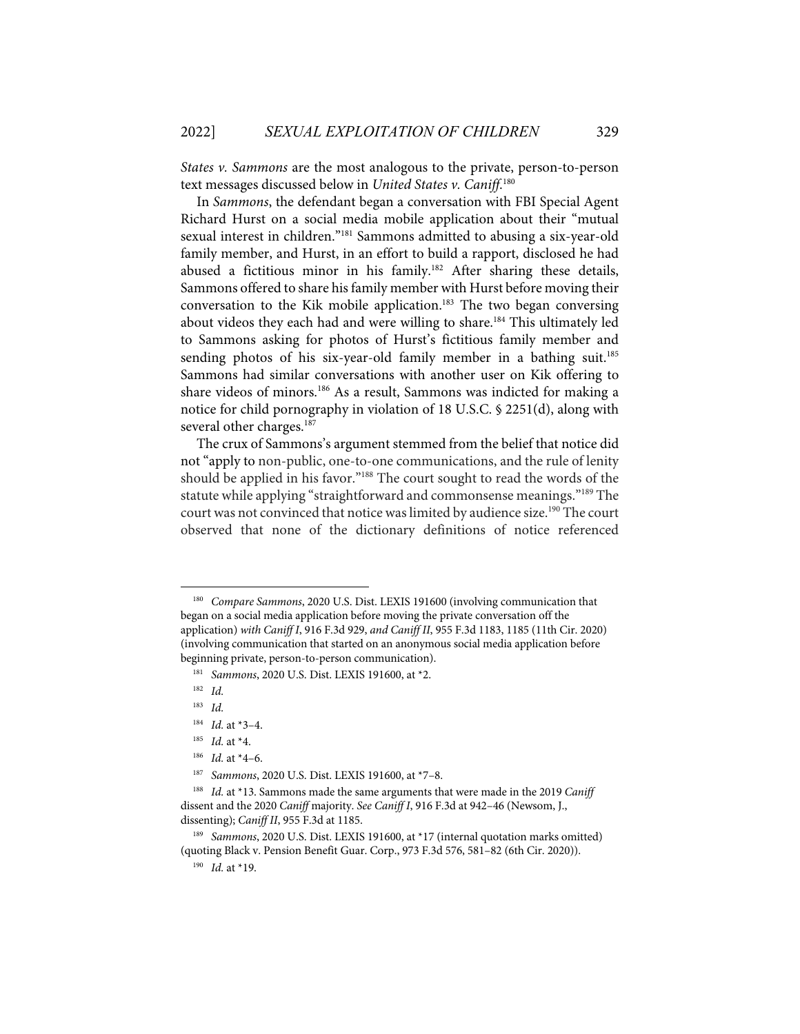*States v. Sammons* are the most analogous to the private, person-to-person text messages discussed below in *United States v. Caniff*.[180]

In *Sammons*, the defendant began a conversation with FBI Special Agent Richard Hurst on a social media mobile application about their "mutual sexual interest in children."[181] Sammons admitted to abusing a six-year-old family member, and Hurst, in an effort to build a rapport, disclosed he had abused a fictitious minor in his family.[182] After sharing these details, Sammons offered to share his family member with Hurst before moving their conversation to the Kik mobile application.[183] The two began conversing about videos they each had and were willing to share.[184] This ultimately led to Sammons asking for photos of Hurst's fictitious family member and sending photos of his six-year-old family member in a bathing suit.[185] Sammons had similar conversations with another user on Kik offering to share videos of minors.[186] As a result, Sammons was indicted for making a notice for child pornography in violation of 18 U.S.C. § 2251(d), along with several other charges.[187]

The crux of Sammons's argument stemmed from the belief that notice did not "apply to non-public, one-to-one communications, and the rule of lenity should be applied in his favor."[188] The court sought to read the words of the statute while applying "straightforward and commonsense meanings."[189] The court was not convinced that notice was limited by audience size.[190] The court observed that none of the dictionary definitions of notice referenced

---

[180] *Compare Sammons*, 2020 U.S. Dist. LEXIS 191600 (involving communication that began on a social media application before moving the private conversation off the application) *with Caniff I*, 916 F.3d 929, *and Caniff II*, 955 F.3d 1183, 1185 (11th Cir. 2020) (involving communication that started on an anonymous social media application before beginning private, person-to-person communication).

[181] *Sammons*, 2020 U.S. Dist. LEXIS 191600, at *2.

[182] *Id.*

[183] *Id.*

[184] *Id.* at *3–4.

[185] *Id.* at *4.

[186] *Id.* at *4–6.

[187] *Sammons*, 2020 U.S. Dist. LEXIS 191600, at *7–8.

[188] *Id.* at *13. Sammons made the same arguments that were made in the 2019 *Caniff* dissent and the 2020 *Caniff* majority. *See Caniff I*, 916 F.3d at 942–46 (Newsom, J., dissenting); *Caniff II*, 955 F.3d at 1185.

[189] *Sammons*, 2020 U.S. Dist. LEXIS 191600, at *17 (internal quotation marks omitted) (quoting Black v. Pension Benefit Guar. Corp., 973 F.3d 576, 581–82 (6th Cir. 2020)).

[190] *Id.* at *19.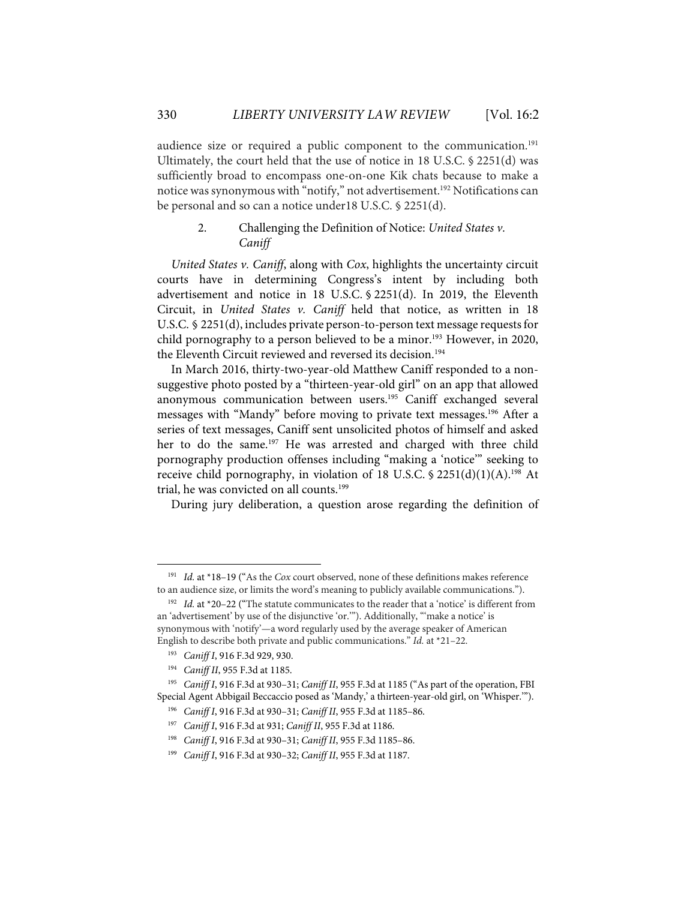audience size or required a public component to the communication.[191] Ultimately, the court held that the use of notice in 18 U.S.C. § 2251(d) was sufficiently broad to encompass one-on-one Kik chats because to make a notice was synonymous with "notify," not advertisement.[192] Notifications can be personal and so can a notice under18 U.S.C. § 2251(d).

### 2. Challenging the Definition of Notice: *United States v. Caniff*

*United States v. Caniff*, along with *Cox*, highlights the uncertainty circuit courts have in determining Congress's intent by including both advertisement and notice in 18 U.S.C. § 2251(d). In 2019, the Eleventh Circuit, in *United States v. Caniff* held that notice, as written in 18 U.S.C. § 2251(d), includes private person-to-person text message requests for child pornography to a person believed to be a minor.[193] However, in 2020, the Eleventh Circuit reviewed and reversed its decision.[194]

In March 2016, thirty-two-year-old Matthew Caniff responded to a non-suggestive photo posted by a "thirteen-year-old girl" on an app that allowed anonymous communication between users.[195] Caniff exchanged several messages with "Mandy" before moving to private text messages.[196] After a series of text messages, Caniff sent unsolicited photos of himself and asked her to do the same.[197] He was arrested and charged with three child pornography production offenses including "making a 'notice'" seeking to receive child pornography, in violation of 18 U.S.C. § 2251(d)(1)(A).[198] At trial, he was convicted on all counts.[199]

During jury deliberation, a question arose regarding the definition of

---

[191] *Id.* at \*18–19 ("As the *Cox* court observed, none of these definitions makes reference to an audience size, or limits the word's meaning to publicly available communications.").

[192] *Id.* at \*20–22 ("The statute communicates to the reader that a 'notice' is different from an 'advertisement' by use of the disjunctive 'or.'"). Additionally, "'make a notice' is synonymous with 'notify'—a word regularly used by the average speaker of American English to describe both private and public communications." *Id.* at \*21–22.

[193] *Caniff I*, 916 F.3d 929, 930.

[194] *Caniff II*, 955 F.3d at 1185.

[195] *Caniff I*, 916 F.3d at 930–31; *Caniff II*, 955 F.3d at 1185 ("As part of the operation, FBI Special Agent Abbigail Beccaccio posed as 'Mandy,' a thirteen-year-old girl, on 'Whisper.'").

[196] *Caniff I*, 916 F.3d at 930–31; *Caniff II*, 955 F.3d at 1185–86.

[197] *Caniff I*, 916 F.3d at 931; *Caniff II*, 955 F.3d at 1186.

[198] *Caniff I*, 916 F.3d at 930–31; *Caniff II*, 955 F.3d 1185–86.

[199] *Caniff I*, 916 F.3d at 930–32; *Caniff II*, 955 F.3d at 1187.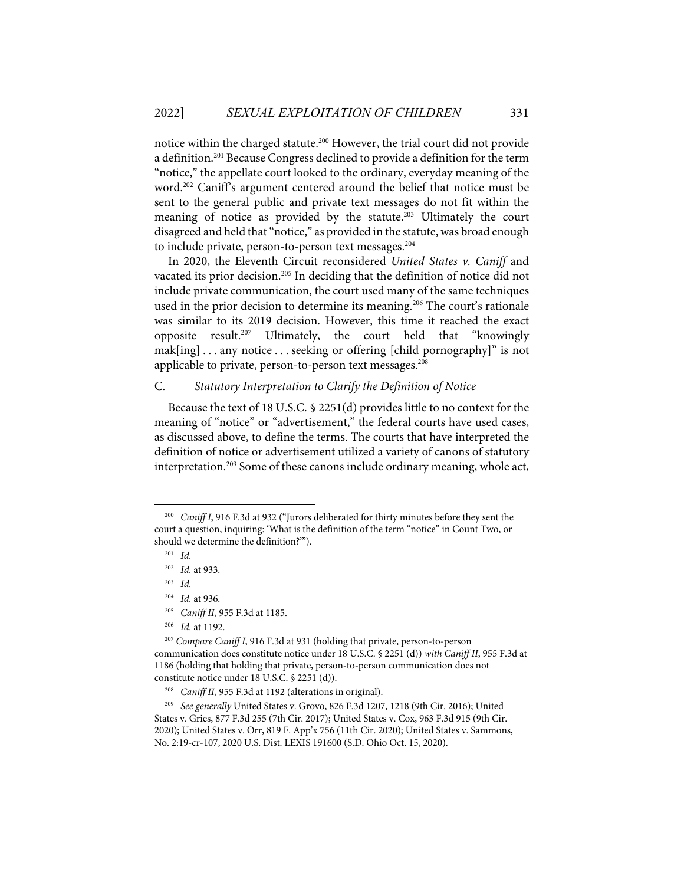notice within the charged statute.[200] However, the trial court did not provide a definition.[201] Because Congress declined to provide a definition for the term "notice," the appellate court looked to the ordinary, everyday meaning of the word.[202] Caniff's argument centered around the belief that notice must be sent to the general public and private text messages do not fit within the meaning of notice as provided by the statute.[203] Ultimately the court disagreed and held that "notice," as provided in the statute, was broad enough to include private, person-to-person text messages.[204]

In 2020, the Eleventh Circuit reconsidered *United States v. Caniff* and vacated its prior decision.[205] In deciding that the definition of notice did not include private communication, the court used many of the same techniques used in the prior decision to determine its meaning.[206] The court's rationale was similar to its 2019 decision. However, this time it reached the exact opposite result.[207] Ultimately, the court held that "knowingly mak[ing] . . . any notice . . . seeking or offering [child pornography]" is not applicable to private, person-to-person text messages.[208]

### C. *Statutory Interpretation to Clarify the Definition of Notice*

Because the text of 18 U.S.C. § 2251(d) provides little to no context for the meaning of "notice" or "advertisement," the federal courts have used cases, as discussed above, to define the terms. The courts that have interpreted the definition of notice or advertisement utilized a variety of canons of statutory interpretation.[209] Some of these canons include ordinary meaning, whole act,

---

[200] *Caniff I*, 916 F.3d at 932 ("Jurors deliberated for thirty minutes before they sent the court a question, inquiring: 'What is the definition of the term "notice" in Count Two, or should we determine the definition?'").

[201] *Id.*

[202] *Id.* at 933.

[203] *Id.*

[204] *Id.* at 936.

[205] *Caniff II*, 955 F.3d at 1185.

[206] *Id.* at 1192.

[207] *Compare Caniff I*, 916 F.3d at 931 (holding that private, person-to-person communication does constitute notice under 18 U.S.C. § 2251 (d)) *with Caniff II*, 955 F.3d at 1186 (holding that holding that private, person-to-person communication does not constitute notice under 18 U.S.C. § 2251 (d)).

[208] *Caniff II*, 955 F.3d at 1192 (alterations in original).

[209] *See generally* United States v. Grovo, 826 F.3d 1207, 1218 (9th Cir. 2016); United States v. Gries, 877 F.3d 255 (7th Cir. 2017); United States v. Cox, 963 F.3d 915 (9th Cir. 2020); United States v. Orr, 819 F. App'x 756 (11th Cir. 2020); United States v. Sammons, No. 2:19-cr-107, 2020 U.S. Dist. LEXIS 191600 (S.D. Ohio Oct. 15, 2020).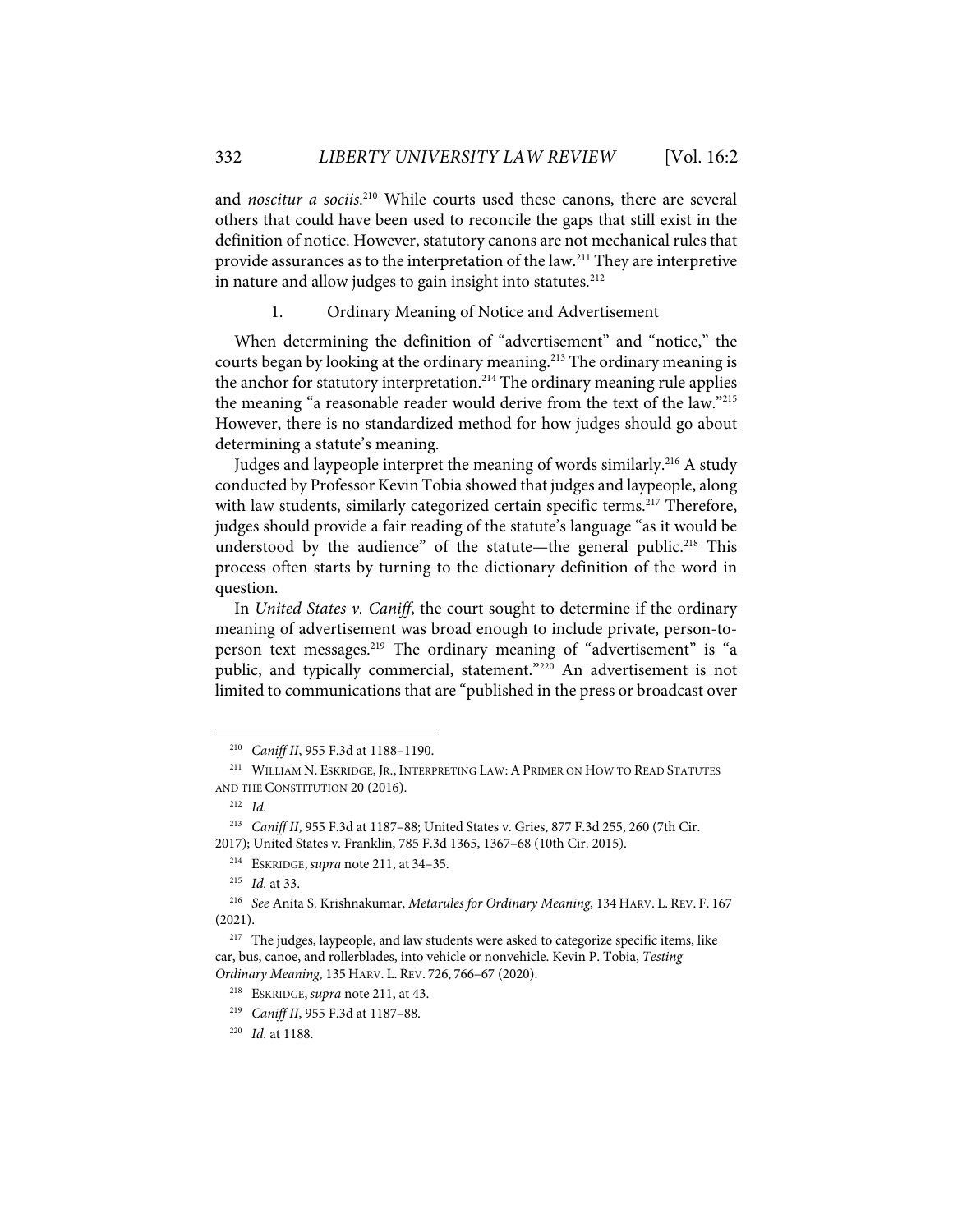and *noscitur a sociis*.[210] While courts used these canons, there are several others that could have been used to reconcile the gaps that still exist in the definition of notice. However, statutory canons are not mechanical rules that provide assurances as to the interpretation of the law.[211] They are interpretive in nature and allow judges to gain insight into statutes.[212]

### 1. Ordinary Meaning of Notice and Advertisement

When determining the definition of "advertisement" and "notice," the courts began by looking at the ordinary meaning.[213] The ordinary meaning is the anchor for statutory interpretation.[214] The ordinary meaning rule applies the meaning "a reasonable reader would derive from the text of the law."[215] However, there is no standardized method for how judges should go about determining a statute's meaning.

Judges and laypeople interpret the meaning of words similarly.[216] A study conducted by Professor Kevin Tobia showed that judges and laypeople, along with law students, similarly categorized certain specific terms.[217] Therefore, judges should provide a fair reading of the statute's language "as it would be understood by the audience" of the statute—the general public.[218] This process often starts by turning to the dictionary definition of the word in question.

In *United States v. Caniff*, the court sought to determine if the ordinary meaning of advertisement was broad enough to include private, person-to-person text messages.[219] The ordinary meaning of "advertisement" is "a public, and typically commercial, statement."[220] An advertisement is not limited to communications that are "published in the press or broadcast over

---

[210] *Caniff II*, 955 F.3d at 1188–1190.

[211] WILLIAM N. ESKRIDGE, JR., INTERPRETING LAW: A PRIMER ON HOW TO READ STATUTES AND THE CONSTITUTION 20 (2016).

[212] *Id.*

[213] *Caniff II*, 955 F.3d at 1187–88; United States v. Gries, 877 F.3d 255, 260 (7th Cir. 2017); United States v. Franklin, 785 F.3d 1365, 1367–68 (10th Cir. 2015).

[214] ESKRIDGE, *supra* note 211, at 34–35.

[215] *Id.* at 33.

[216] *See* Anita S. Krishnakumar, *Metarules for Ordinary Meaning*, 134 HARV. L. REV. F. 167 (2021).

[217] The judges, laypeople, and law students were asked to categorize specific items, like car, bus, canoe, and rollerblades, into vehicle or nonvehicle. Kevin P. Tobia, *Testing Ordinary Meaning*, 135 HARV. L. REV. 726, 766–67 (2020).

[218] ESKRIDGE, *supra* note 211, at 43.

[219] *Caniff II*, 955 F.3d at 1187–88.

[220] *Id.* at 1188.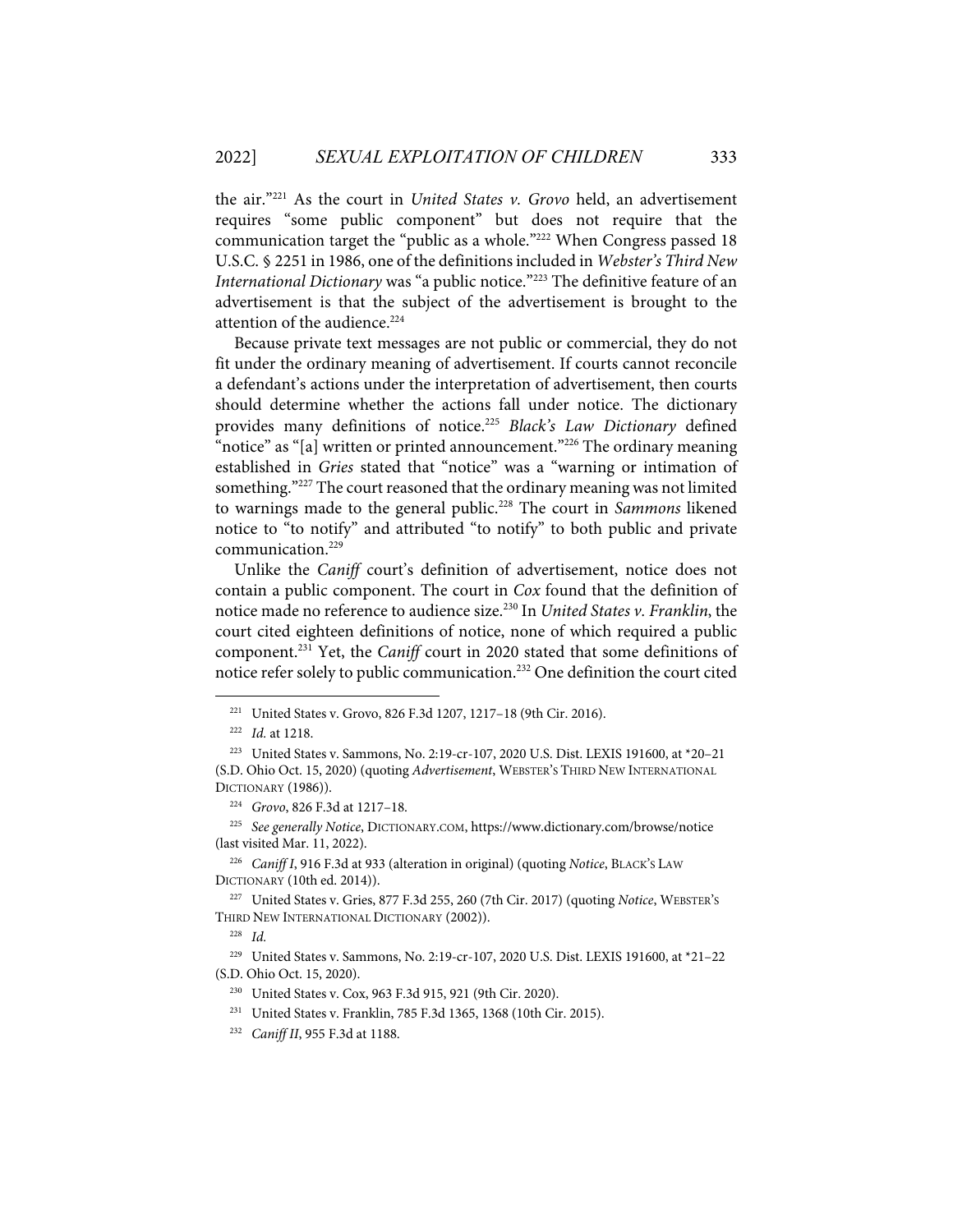the air."[221] As the court in *United States v. Grovo* held, an advertisement requires "some public component" but does not require that the communication target the "public as a whole."[222] When Congress passed 18 U.S.C. § 2251 in 1986, one of the definitions included in *Webster's Third New International Dictionary* was "a public notice."[223] The definitive feature of an advertisement is that the subject of the advertisement is brought to the attention of the audience.[224]

Because private text messages are not public or commercial, they do not fit under the ordinary meaning of advertisement. If courts cannot reconcile a defendant's actions under the interpretation of advertisement, then courts should determine whether the actions fall under notice. The dictionary provides many definitions of notice.[225] *Black's Law Dictionary* defined "notice" as "[a] written or printed announcement."[226] The ordinary meaning established in *Gries* stated that "notice" was a "warning or intimation of something."[227] The court reasoned that the ordinary meaning was not limited to warnings made to the general public.[228] The court in *Sammons* likened notice to "to notify" and attributed "to notify" to both public and private communication.[229]

Unlike the *Caniff* court's definition of advertisement, notice does not contain a public component. The court in *Cox* found that the definition of notice made no reference to audience size.[230] In *United States v. Franklin*, the court cited eighteen definitions of notice, none of which required a public component.[231] Yet, the *Caniff* court in 2020 stated that some definitions of notice refer solely to public communication.[232] One definition the court cited

---

[221] United States v. Grovo, 826 F.3d 1207, 1217–18 (9th Cir. 2016).

[222] *Id.* at 1218.

[223] United States v. Sammons, No. 2:19-cr-107, 2020 U.S. Dist. LEXIS 191600, at *20–21 (S.D. Ohio Oct. 15, 2020) (quoting *Advertisement*, WEBSTER'S THIRD NEW INTERNATIONAL DICTIONARY (1986)).

[224] *Grovo*, 826 F.3d at 1217–18.

[225] *See generally Notice*, DICTIONARY.COM, https://www.dictionary.com/browse/notice (last visited Mar. 11, 2022).

[226] *Caniff I*, 916 F.3d at 933 (alteration in original) (quoting *Notice*, BLACK'S LAW DICTIONARY (10th ed. 2014)).

[227] United States v. Gries, 877 F.3d 255, 260 (7th Cir. 2017) (quoting *Notice*, WEBSTER'S THIRD NEW INTERNATIONAL DICTIONARY (2002)).

[228] *Id.*

[229] United States v. Sammons, No. 2:19-cr-107, 2020 U.S. Dist. LEXIS 191600, at *21–22 (S.D. Ohio Oct. 15, 2020).

[230] United States v. Cox, 963 F.3d 915, 921 (9th Cir. 2020).

[231] United States v. Franklin, 785 F.3d 1365, 1368 (10th Cir. 2015).

[232] *Caniff II*, 955 F.3d at 1188.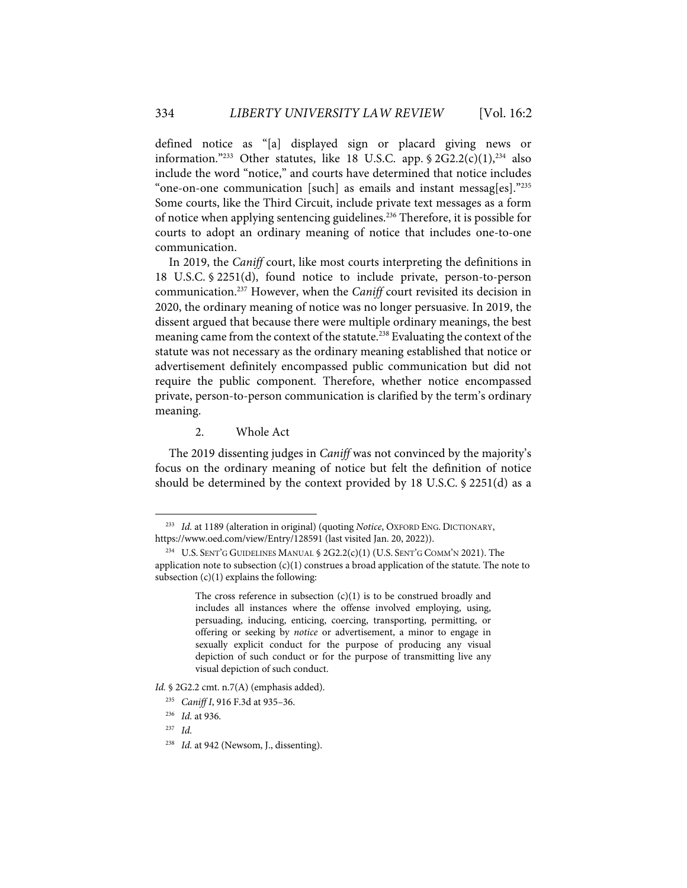defined notice as "[a] displayed sign or placard giving news or information."[233] Other statutes, like 18 U.S.C. app. § 2G2.2(c)(1),[234] also include the word "notice," and courts have determined that notice includes "one-on-one communication [such] as emails and instant messag[es]."[235] Some courts, like the Third Circuit, include private text messages as a form of notice when applying sentencing guidelines.[236] Therefore, it is possible for courts to adopt an ordinary meaning of notice that includes one-to-one communication.

In 2019, the *Caniff* court, like most courts interpreting the definitions in 18 U.S.C. § 2251(d), found notice to include private, person-to-person communication.[237] However, when the *Caniff* court revisited its decision in 2020, the ordinary meaning of notice was no longer persuasive. In 2019, the dissent argued that because there were multiple ordinary meanings, the best meaning came from the context of the statute.[238] Evaluating the context of the statute was not necessary as the ordinary meaning established that notice or advertisement definitely encompassed public communication but did not require the public component. Therefore, whether notice encompassed private, person-to-person communication is clarified by the term's ordinary meaning.

### 2. Whole Act

The 2019 dissenting judges in *Caniff* was not convinced by the majority's focus on the ordinary meaning of notice but felt the definition of notice should be determined by the context provided by 18 U.S.C. § 2251(d) as a

---

[233] *Id.* at 1189 (alteration in original) (quoting *Notice*, OXFORD ENG. DICTIONARY, https://www.oed.com/view/Entry/128591 (last visited Jan. 20, 2022)).

[234] U.S. SENT'G GUIDELINES MANUAL § 2G2.2(c)(1) (U.S. SENT'G COMM'N 2021). The application note to subsection (c)(1) construes a broad application of the statute. The note to subsection (c)(1) explains the following:

> The cross reference in subsection (c)(1) is to be construed broadly and includes all instances where the offense involved employing, using, persuading, inducing, enticing, coercing, transporting, permitting, or offering or seeking by *notice* or advertisement, a minor to engage in sexually explicit conduct for the purpose of producing any visual depiction of such conduct or for the purpose of transmitting live any visual depiction of such conduct.

*Id.* § 2G2.2 cmt. n.7(A) (emphasis added).

[235] *Caniff I*, 916 F.3d at 935–36.

[236] *Id.* at 936.

[237] *Id.*

[238] *Id.* at 942 (Newsom, J., dissenting).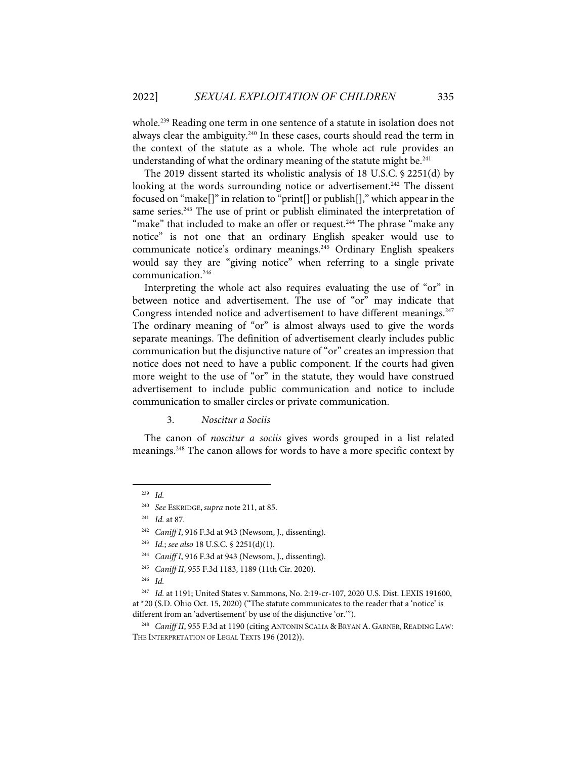whole.[239] Reading one term in one sentence of a statute in isolation does not always clear the ambiguity.[240] In these cases, courts should read the term in the context of the statute as a whole. The whole act rule provides an understanding of what the ordinary meaning of the statute might be.[241]

The 2019 dissent started its wholistic analysis of 18 U.S.C. § 2251(d) by looking at the words surrounding notice or advertisement.[242] The dissent focused on "make[]" in relation to "print[] or publish[]," which appear in the same series.[243] The use of print or publish eliminated the interpretation of "make" that included to make an offer or request.[244] The phrase "make any notice" is not one that an ordinary English speaker would use to communicate notice's ordinary meanings.[245] Ordinary English speakers would say they are "giving notice" when referring to a single private communication.[246]

Interpreting the whole act also requires evaluating the use of "or" in between notice and advertisement. The use of "or" may indicate that Congress intended notice and advertisement to have different meanings.[247] The ordinary meaning of "or" is almost always used to give the words separate meanings. The definition of advertisement clearly includes public communication but the disjunctive nature of "or" creates an impression that notice does not need to have a public component. If the courts had given more weight to the use of "or" in the statute, they would have construed advertisement to include public communication and notice to include communication to smaller circles or private communication.

### 3. *Noscitur a Sociis*

The canon of *noscitur a sociis* gives words grouped in a list related meanings.[248] The canon allows for words to have a more specific context by

---

[239] *Id.*

[240] *See* ESKRIDGE, *supra* note 211, at 85.

[241] *Id.* at 87.

[242] *Caniff I*, 916 F.3d at 943 (Newsom, J., dissenting).

[243] *Id.*; *see also* 18 U.S.C. § 2251(d)(1).

[244] *Caniff I*, 916 F.3d at 943 (Newsom, J., dissenting).

[245] *Caniff II*, 955 F.3d 1183, 1189 (11th Cir. 2020).

[246] *Id.*

[247] *Id.* at 1191; United States v. Sammons, No. 2:19-cr-107, 2020 U.S. Dist. LEXIS 191600, at *20 (S.D. Ohio Oct. 15, 2020) ("The statute communicates to the reader that a 'notice' is different from an 'advertisement' by use of the disjunctive 'or.'").

[248] *Caniff II*, 955 F.3d at 1190 (citing ANTONIN SCALIA & BRYAN A. GARNER, READING LAW: THE INTERPRETATION OF LEGAL TEXTS 196 (2012)).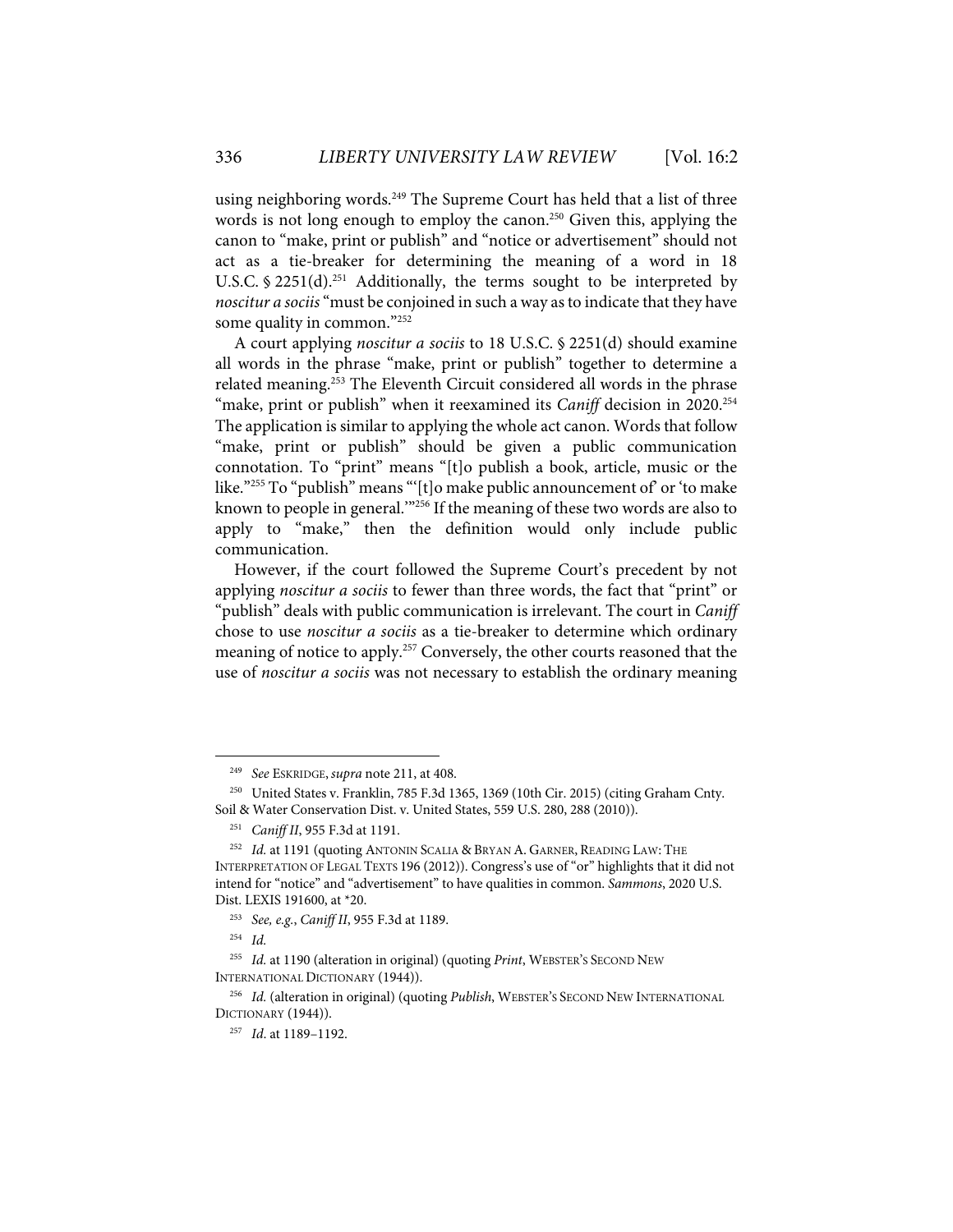using neighboring words.[249] The Supreme Court has held that a list of three words is not long enough to employ the canon.[250] Given this, applying the canon to "make, print or publish" and "notice or advertisement" should not act as a tie-breaker for determining the meaning of a word in 18 U.S.C. § 2251(d).[251] Additionally, the terms sought to be interpreted by *noscitur a sociis* "must be conjoined in such a way as to indicate that they have some quality in common."[252]

A court applying *noscitur a sociis* to 18 U.S.C. § 2251(d) should examine all words in the phrase "make, print or publish" together to determine a related meaning.[253] The Eleventh Circuit considered all words in the phrase "make, print or publish" when it reexamined its *Caniff* decision in 2020.[254] The application is similar to applying the whole act canon. Words that follow "make, print or publish" should be given a public communication connotation. To "print" means "[t]o publish a book, article, music or the like."[255] To "publish" means "'[t]o make public announcement of' or 'to make known to people in general.'"[256] If the meaning of these two words are also to apply to "make," then the definition would only include public communication.

However, if the court followed the Supreme Court's precedent by not applying *noscitur a sociis* to fewer than three words, the fact that "print" or "publish" deals with public communication is irrelevant. The court in *Caniff* chose to use *noscitur a sociis* as a tie-breaker to determine which ordinary meaning of notice to apply.[257] Conversely, the other courts reasoned that the use of *noscitur a sociis* was not necessary to establish the ordinary meaning

---

[249] *See* ESKRIDGE, *supra* note 211, at 408.

[250] United States v. Franklin, 785 F.3d 1365, 1369 (10th Cir. 2015) (citing Graham Cnty. Soil & Water Conservation Dist. v. United States, 559 U.S. 280, 288 (2010)).

[251] *Caniff II*, 955 F.3d at 1191.

[252] *Id.* at 1191 (quoting ANTONIN SCALIA & BRYAN A. GARNER, READING LAW: THE INTERPRETATION OF LEGAL TEXTS 196 (2012)). Congress's use of "or" highlights that it did not intend for "notice" and "advertisement" to have qualities in common. *Sammons*, 2020 U.S. Dist. LEXIS 191600, at *20.

[253] *See, e.g.*, *Caniff II*, 955 F.3d at 1189.

[254] *Id.*

[255] *Id.* at 1190 (alteration in original) (quoting *Print*, WEBSTER'S SECOND NEW INTERNATIONAL DICTIONARY (1944)).

[256] *Id.* (alteration in original) (quoting *Publish*, WEBSTER'S SECOND NEW INTERNATIONAL DICTIONARY (1944)).

[257] *Id.* at 1189–1192.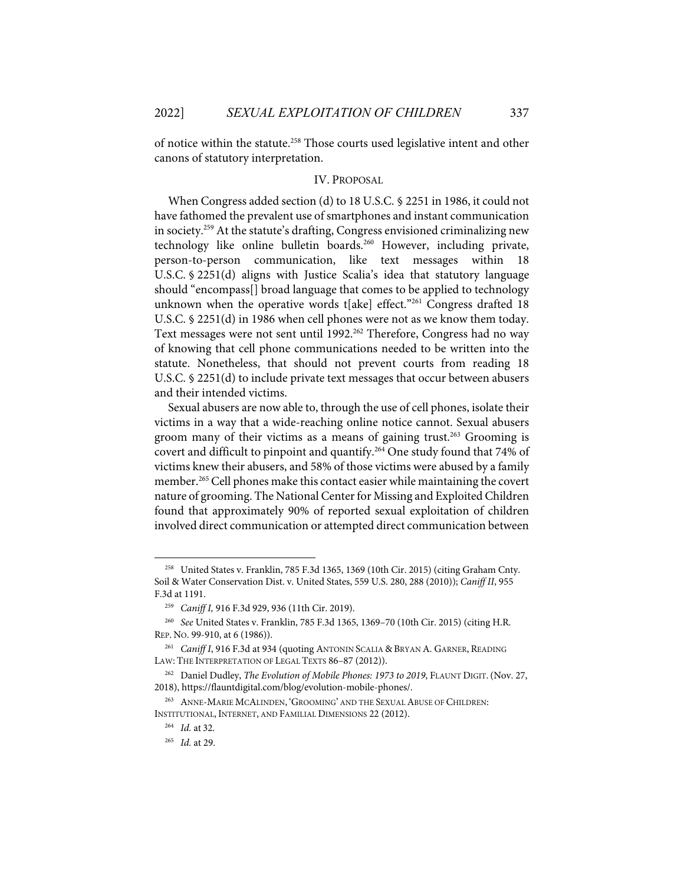of notice within the statute.[258] Those courts used legislative intent and other canons of statutory interpretation.

## IV. PROPOSAL

When Congress added section (d) to 18 U.S.C. § 2251 in 1986, it could not have fathomed the prevalent use of smartphones and instant communication in society.[259] At the statute's drafting, Congress envisioned criminalizing new technology like online bulletin boards.[260] However, including private, person-to-person communication, like text messages within 18 U.S.C. § 2251(d) aligns with Justice Scalia's idea that statutory language should "encompass[] broad language that comes to be applied to technology unknown when the operative words t[ake] effect."[261] Congress drafted 18 U.S.C. § 2251(d) in 1986 when cell phones were not as we know them today. Text messages were not sent until 1992.[262] Therefore, Congress had no way of knowing that cell phone communications needed to be written into the statute. Nonetheless, that should not prevent courts from reading 18 U.S.C. § 2251(d) to include private text messages that occur between abusers and their intended victims.

Sexual abusers are now able to, through the use of cell phones, isolate their victims in a way that a wide-reaching online notice cannot. Sexual abusers groom many of their victims as a means of gaining trust.[263] Grooming is covert and difficult to pinpoint and quantify.[264] One study found that 74% of victims knew their abusers, and 58% of those victims were abused by a family member.[265] Cell phones make this contact easier while maintaining the covert nature of grooming. The National Center for Missing and Exploited Children found that approximately 90% of reported sexual exploitation of children involved direct communication or attempted direct communication between

---

[258] United States v. Franklin, 785 F.3d 1365, 1369 (10th Cir. 2015) (citing Graham Cnty. Soil & Water Conservation Dist. v. United States, 559 U.S. 280, 288 (2010)); *Caniff II*, 955 F.3d at 1191.

[259] *Caniff I,* 916 F.3d 929, 936 (11th Cir. 2019).

[260] *See* United States v. Franklin, 785 F.3d 1365, 1369–70 (10th Cir. 2015) (citing H.R. REP. NO. 99-910, at 6 (1986)).

[261] *Caniff I*, 916 F.3d at 934 (quoting ANTONIN SCALIA & BRYAN A. GARNER, READING LAW: THE INTERPRETATION OF LEGAL TEXTS 86–87 (2012)).

[262] Daniel Dudley, *The Evolution of Mobile Phones: 1973 to 2019*, FLAUNT DIGIT. (Nov. 27, 2018), https://flauntdigital.com/blog/evolution-mobile-phones/.

[263] ANNE-MARIE MCALINDEN, 'GROOMING' AND THE SEXUAL ABUSE OF CHILDREN: INSTITUTIONAL, INTERNET, AND FAMILIAL DIMENSIONS 22 (2012).

[264] *Id.* at 32.

[265] *Id.* at 29.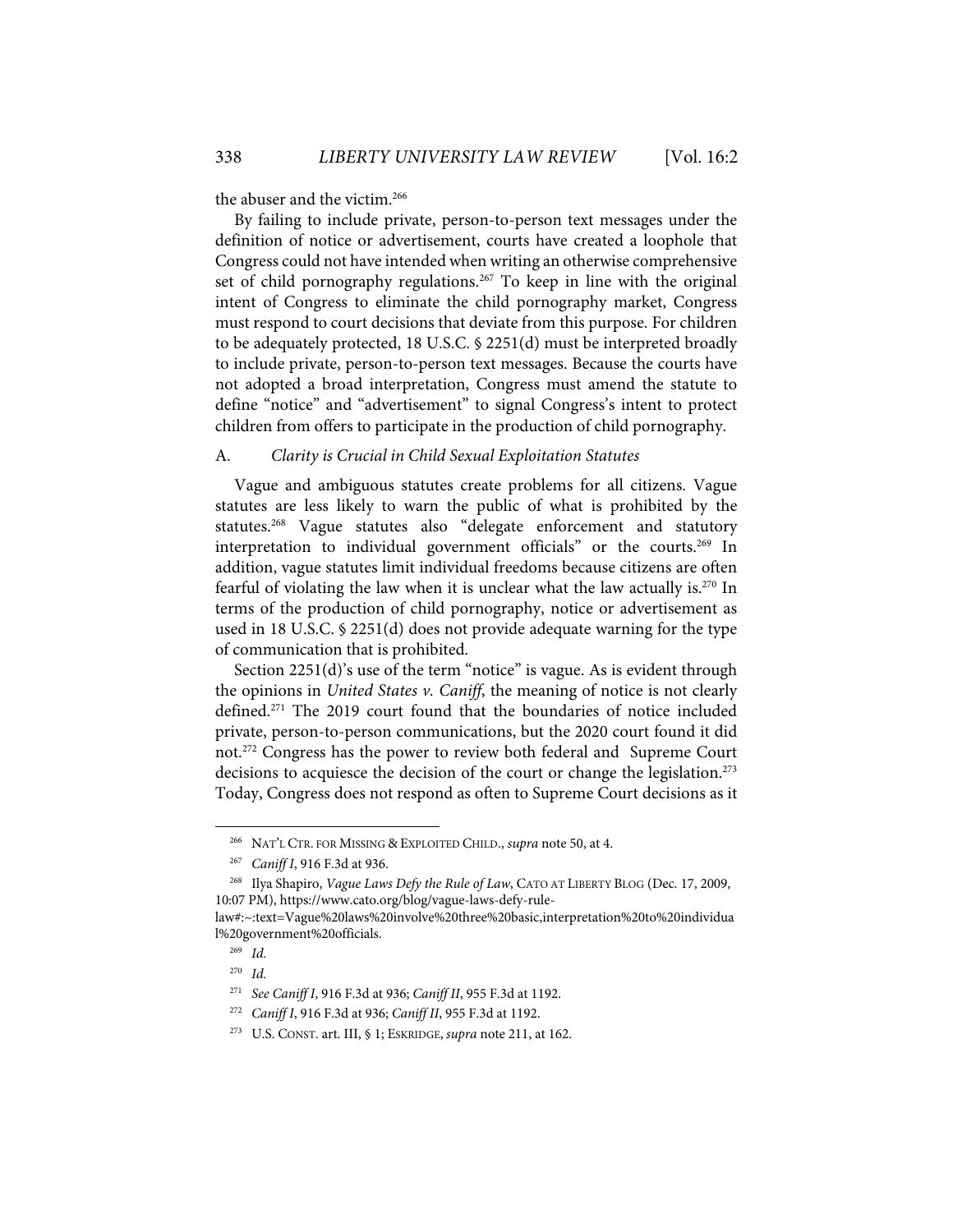the abuser and the victim.[266]

By failing to include private, person-to-person text messages under the definition of notice or advertisement, courts have created a loophole that Congress could not have intended when writing an otherwise comprehensive set of child pornography regulations.[267] To keep in line with the original intent of Congress to eliminate the child pornography market, Congress must respond to court decisions that deviate from this purpose. For children to be adequately protected, 18 U.S.C. § 2251(d) must be interpreted broadly to include private, person-to-person text messages. Because the courts have not adopted a broad interpretation, Congress must amend the statute to define "notice" and "advertisement" to signal Congress's intent to protect children from offers to participate in the production of child pornography.

### A. *Clarity is Crucial in Child Sexual Exploitation Statutes*

Vague and ambiguous statutes create problems for all citizens. Vague statutes are less likely to warn the public of what is prohibited by the statutes.[268] Vague statutes also "delegate enforcement and statutory interpretation to individual government officials" or the courts.[269] In addition, vague statutes limit individual freedoms because citizens are often fearful of violating the law when it is unclear what the law actually is.[270] In terms of the production of child pornography, notice or advertisement as used in 18 U.S.C. § 2251(d) does not provide adequate warning for the type of communication that is prohibited.

Section 2251(d)'s use of the term "notice" is vague. As is evident through the opinions in *United States v. Caniff*, the meaning of notice is not clearly defined.[271] The 2019 court found that the boundaries of notice included private, person-to-person communications, but the 2020 court found it did not.[272] Congress has the power to review both federal and Supreme Court decisions to acquiesce the decision of the court or change the legislation.[273] Today, Congress does not respond as often to Supreme Court decisions as it

---

[266] NAT'L CTR. FOR MISSING & EXPLOITED CHILD., *supra* note 50, at 4.

[267] *Caniff I*, 916 F.3d at 936.

[268] Ilya Shapiro, *Vague Laws Defy the Rule of Law*, CATO AT LIBERTY BLOG (Dec. 17, 2009, 10:07 PM), https://www.cato.org/blog/vague-laws-defy-rule-law#:~:text=Vague%20laws%20involve%20three%20basic,interpretation%20to%20individual%20government%20officials.

[269] *Id.*

[270] *Id.*

[271] *See Caniff I*, 916 F.3d at 936; *Caniff II*, 955 F.3d at 1192.

[272] *Caniff I*, 916 F.3d at 936; *Caniff II*, 955 F.3d at 1192.

[273] U.S. CONST. art. III, § 1; ESKRIDGE, *supra* note 211, at 162.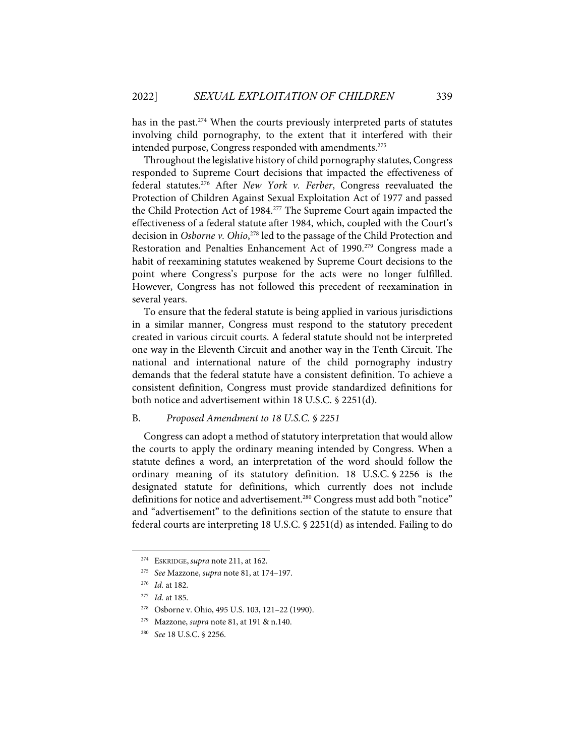has in the past.[274] When the courts previously interpreted parts of statutes involving child pornography, to the extent that it interfered with their intended purpose, Congress responded with amendments.[275]

Throughout the legislative history of child pornography statutes, Congress responded to Supreme Court decisions that impacted the effectiveness of federal statutes.[276] After *New York v. Ferber*, Congress reevaluated the Protection of Children Against Sexual Exploitation Act of 1977 and passed the Child Protection Act of 1984.[277] The Supreme Court again impacted the effectiveness of a federal statute after 1984, which, coupled with the Court's decision in *Osborne v. Ohio*,[278] led to the passage of the Child Protection and Restoration and Penalties Enhancement Act of 1990.[279] Congress made a habit of reexamining statutes weakened by Supreme Court decisions to the point where Congress's purpose for the acts were no longer fulfilled. However, Congress has not followed this precedent of reexamination in several years.

To ensure that the federal statute is being applied in various jurisdictions in a similar manner, Congress must respond to the statutory precedent created in various circuit courts. A federal statute should not be interpreted one way in the Eleventh Circuit and another way in the Tenth Circuit. The national and international nature of the child pornography industry demands that the federal statute have a consistent definition. To achieve a consistent definition, Congress must provide standardized definitions for both notice and advertisement within 18 U.S.C. § 2251(d).

### B. *Proposed Amendment to 18 U.S.C. § 2251*

Congress can adopt a method of statutory interpretation that would allow the courts to apply the ordinary meaning intended by Congress. When a statute defines a word, an interpretation of the word should follow the ordinary meaning of its statutory definition. 18 U.S.C. § 2256 is the designated statute for definitions, which currently does not include definitions for notice and advertisement.[280] Congress must add both "notice" and "advertisement" to the definitions section of the statute to ensure that federal courts are interpreting 18 U.S.C. § 2251(d) as intended. Failing to do

---

[274] ESKRIDGE, *supra* note 211, at 162.

[275] *See* Mazzone, *supra* note 81, at 174–197.

[276] *Id.* at 182.

[277] *Id.* at 185.

[278] Osborne v. Ohio, 495 U.S. 103, 121–22 (1990).

[279] Mazzone, *supra* note 81, at 191 & n.140.

[280] *See* 18 U.S.C. § 2256.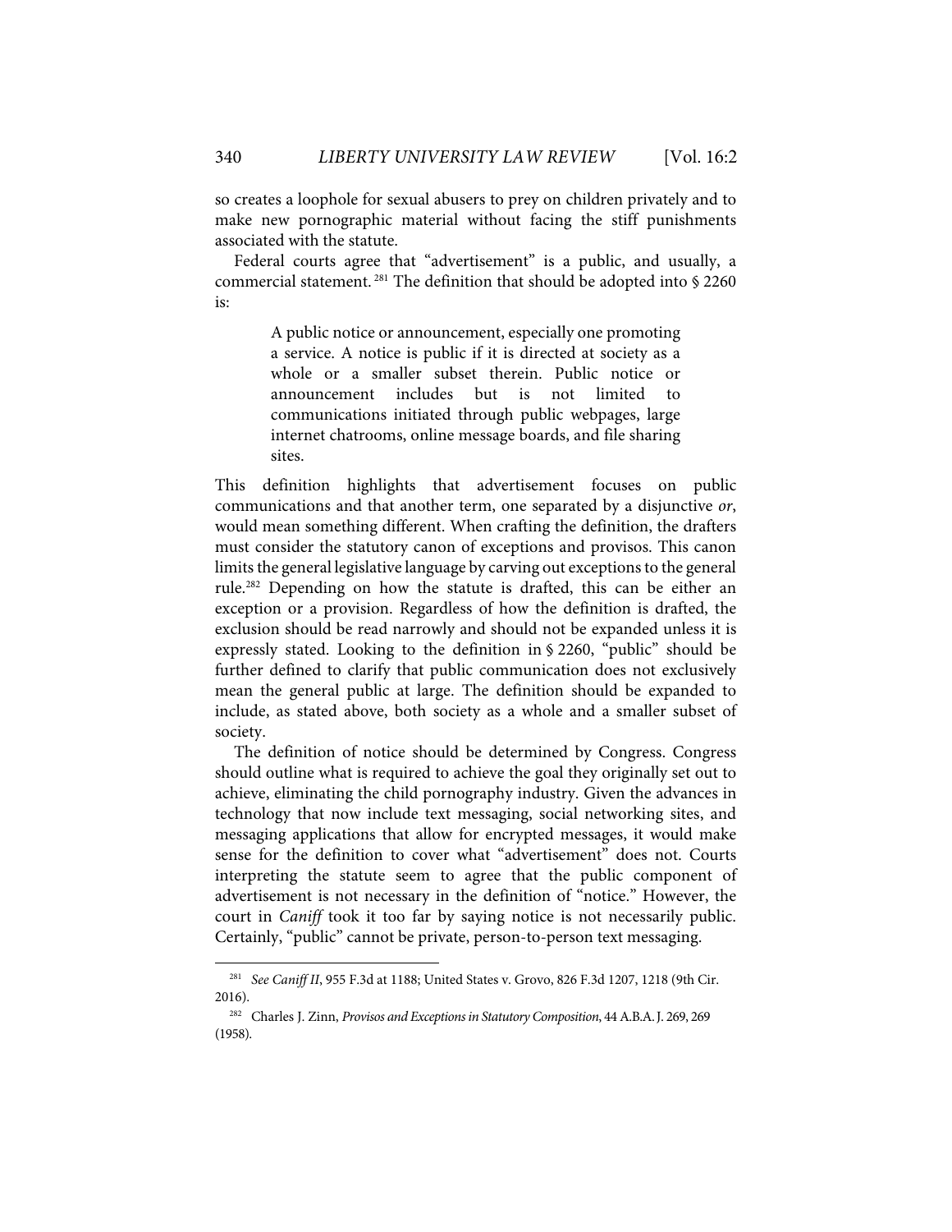so creates a loophole for sexual abusers to prey on children privately and to make new pornographic material without facing the stiff punishments associated with the statute.

Federal courts agree that "advertisement" is a public, and usually, a commercial statement.[281] The definition that should be adopted into § 2260 is:

> A public notice or announcement, especially one promoting a service. A notice is public if it is directed at society as a whole or a smaller subset therein. Public notice or announcement includes but is not limited to communications initiated through public webpages, large internet chatrooms, online message boards, and file sharing sites.

This definition highlights that advertisement focuses on public communications and that another term, one separated by a disjunctive *or*, would mean something different. When crafting the definition, the drafters must consider the statutory canon of exceptions and provisos. This canon limits the general legislative language by carving out exceptions to the general rule.[282] Depending on how the statute is drafted, this can be either an exception or a provision. Regardless of how the definition is drafted, the exclusion should be read narrowly and should not be expanded unless it is expressly stated. Looking to the definition in § 2260, "public" should be further defined to clarify that public communication does not exclusively mean the general public at large. The definition should be expanded to include, as stated above, both society as a whole and a smaller subset of society.

The definition of notice should be determined by Congress. Congress should outline what is required to achieve the goal they originally set out to achieve, eliminating the child pornography industry. Given the advances in technology that now include text messaging, social networking sites, and messaging applications that allow for encrypted messages, it would make sense for the definition to cover what "advertisement" does not. Courts interpreting the statute seem to agree that the public component of advertisement is not necessary in the definition of "notice." However, the court in *Caniff* took it too far by saying notice is not necessarily public. Certainly, "public" cannot be private, person-to-person text messaging.

---

[281] *See Caniff II*, 955 F.3d at 1188; United States v. Grovo, 826 F.3d 1207, 1218 (9th Cir. 2016).

[282] Charles J. Zinn, *Provisos and Exceptions in Statutory Composition*, 44 A.B.A. J. 269, 269 (1958).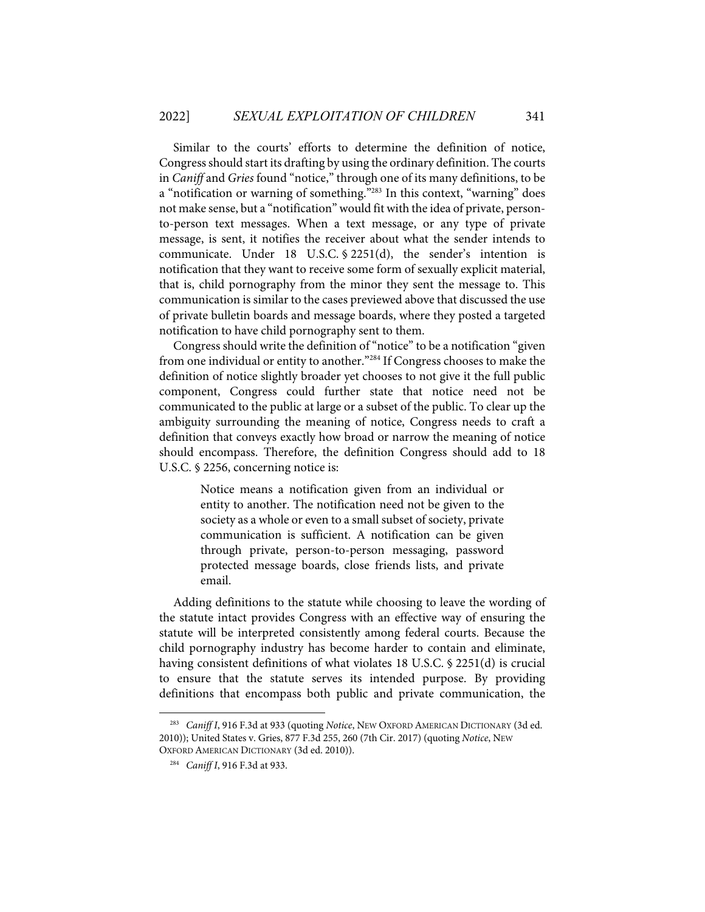Similar to the courts' efforts to determine the definition of notice, Congress should start its drafting by using the ordinary definition. The courts in *Caniff* and *Gries* found "notice," through one of its many definitions, to be a "notification or warning of something."[283] In this context, "warning" does not make sense, but a "notification" would fit with the idea of private, person-to-person text messages. When a text message, or any type of private message, is sent, it notifies the receiver about what the sender intends to communicate. Under 18 U.S.C. § 2251(d), the sender's intention is notification that they want to receive some form of sexually explicit material, that is, child pornography from the minor they sent the message to. This communication is similar to the cases previewed above that discussed the use of private bulletin boards and message boards, where they posted a targeted notification to have child pornography sent to them.

Congress should write the definition of "notice" to be a notification "given from one individual or entity to another."[284] If Congress chooses to make the definition of notice slightly broader yet chooses to not give it the full public component, Congress could further state that notice need not be communicated to the public at large or a subset of the public. To clear up the ambiguity surrounding the meaning of notice, Congress needs to craft a definition that conveys exactly how broad or narrow the meaning of notice should encompass. Therefore, the definition Congress should add to 18 U.S.C. § 2256, concerning notice is:

> Notice means a notification given from an individual or entity to another. The notification need not be given to the society as a whole or even to a small subset of society, private communication is sufficient. A notification can be given through private, person-to-person messaging, password protected message boards, close friends lists, and private email.

Adding definitions to the statute while choosing to leave the wording of the statute intact provides Congress with an effective way of ensuring the statute will be interpreted consistently among federal courts. Because the child pornography industry has become harder to contain and eliminate, having consistent definitions of what violates 18 U.S.C. § 2251(d) is crucial to ensure that the statute serves its intended purpose. By providing definitions that encompass both public and private communication, the

---

[283] *Caniff I*, 916 F.3d at 933 (quoting *Notice*, NEW OXFORD AMERICAN DICTIONARY (3d ed. 2010)); United States v. Gries, 877 F.3d 255, 260 (7th Cir. 2017) (quoting *Notice*, NEW OXFORD AMERICAN DICTIONARY (3d ed. 2010)).

[284] *Caniff I*, 916 F.3d at 933.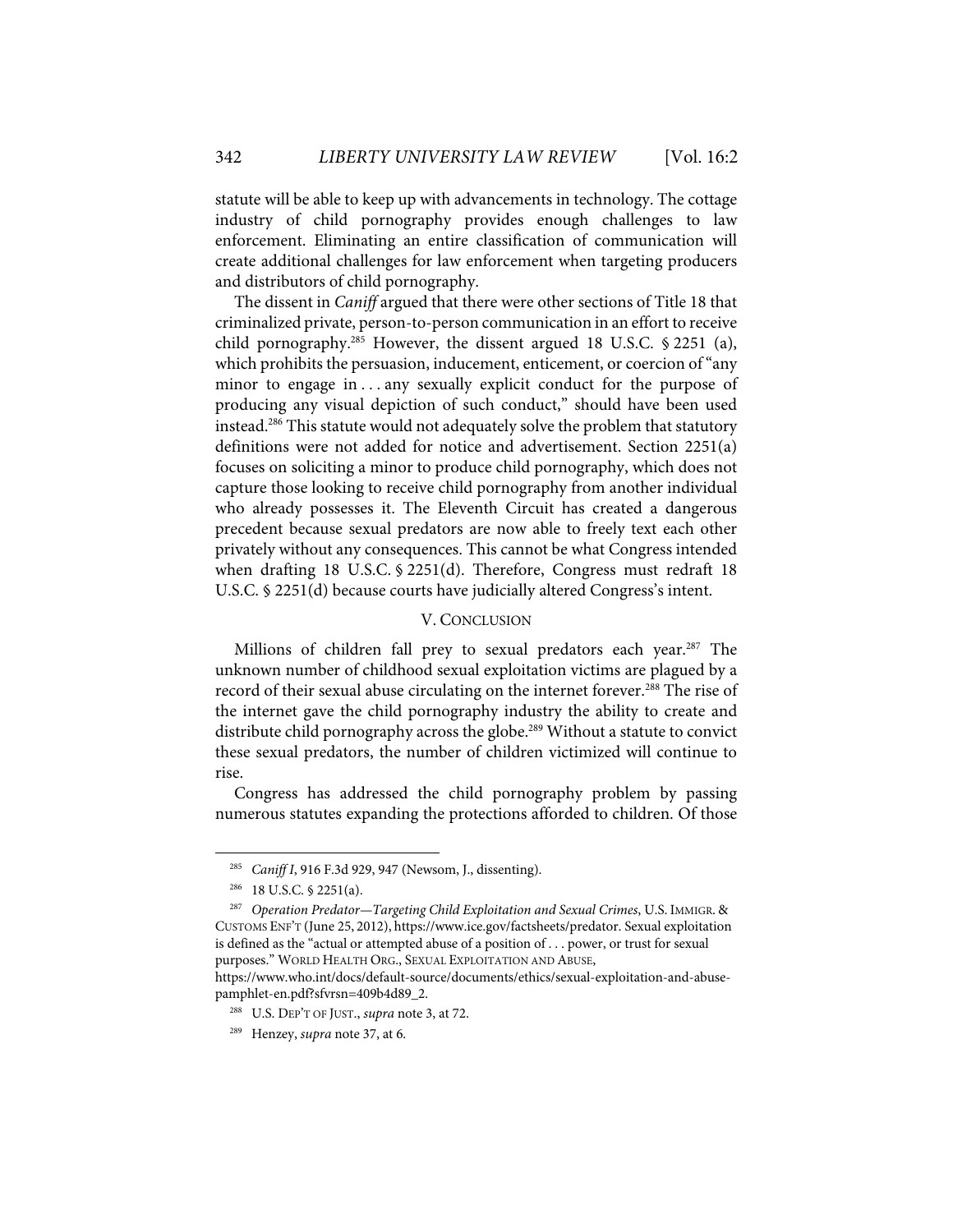statute will be able to keep up with advancements in technology. The cottage industry of child pornography provides enough challenges to law enforcement. Eliminating an entire classification of communication will create additional challenges for law enforcement when targeting producers and distributors of child pornography.

The dissent in *Caniff* argued that there were other sections of Title 18 that criminalized private, person-to-person communication in an effort to receive child pornography.[285] However, the dissent argued 18 U.S.C. § 2251 (a), which prohibits the persuasion, inducement, enticement, or coercion of "any minor to engage in . . . any sexually explicit conduct for the purpose of producing any visual depiction of such conduct," should have been used instead.[286] This statute would not adequately solve the problem that statutory definitions were not added for notice and advertisement. Section 2251(a) focuses on soliciting a minor to produce child pornography, which does not capture those looking to receive child pornography from another individual who already possesses it. The Eleventh Circuit has created a dangerous precedent because sexual predators are now able to freely text each other privately without any consequences. This cannot be what Congress intended when drafting 18 U.S.C. § 2251(d). Therefore, Congress must redraft 18 U.S.C. § 2251(d) because courts have judicially altered Congress's intent.

## V. CONCLUSION

Millions of children fall prey to sexual predators each year.[287] The unknown number of childhood sexual exploitation victims are plagued by a record of their sexual abuse circulating on the internet forever.[288] The rise of the internet gave the child pornography industry the ability to create and distribute child pornography across the globe.[289] Without a statute to convict these sexual predators, the number of children victimized will continue to rise.

Congress has addressed the child pornography problem by passing numerous statutes expanding the protections afforded to children. Of those

---

[285] *Caniff I*, 916 F.3d 929, 947 (Newsom, J., dissenting).

[286] 18 U.S.C. § 2251(a).

[287] *Operation Predator—Targeting Child Exploitation and Sexual Crimes*, U.S. IMMIGR. & CUSTOMS ENF'T (June 25, 2012), https://www.ice.gov/factsheets/predator. Sexual exploitation is defined as the "actual or attempted abuse of a position of . . . power, or trust for sexual purposes." WORLD HEALTH ORG., SEXUAL EXPLOITATION AND ABUSE, https://www.who.int/docs/default-source/documents/ethics/sexual-exploitation-and-abuse-pamphlet-en.pdf?sfvrsn=409b4d89_2.

[288] U.S. DEP'T OF JUST., *supra* note 3, at 72.

[289] Henzey, *supra* note 37, at 6.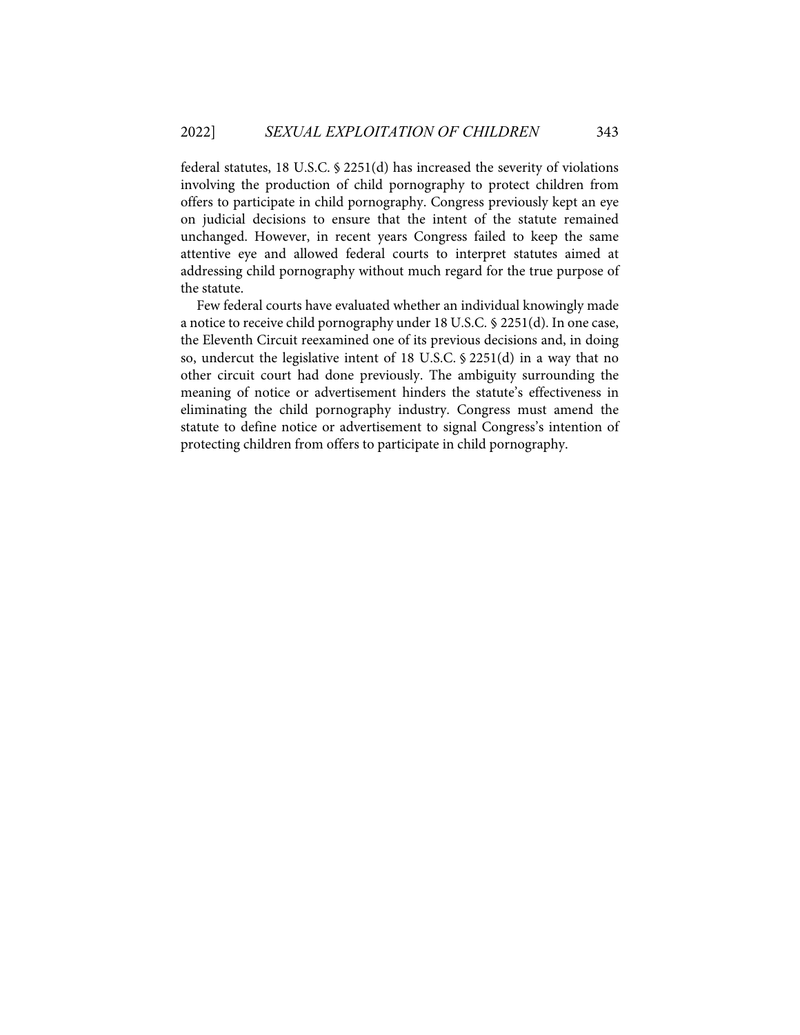federal statutes, 18 U.S.C. § 2251(d) has increased the severity of violations involving the production of child pornography to protect children from offers to participate in child pornography. Congress previously kept an eye on judicial decisions to ensure that the intent of the statute remained unchanged. However, in recent years Congress failed to keep the same attentive eye and allowed federal courts to interpret statutes aimed at addressing child pornography without much regard for the true purpose of the statute.

Few federal courts have evaluated whether an individual knowingly made a notice to receive child pornography under 18 U.S.C. § 2251(d). In one case, the Eleventh Circuit reexamined one of its previous decisions and, in doing so, undercut the legislative intent of 18 U.S.C. § 2251(d) in a way that no other circuit court had done previously. The ambiguity surrounding the meaning of notice or advertisement hinders the statute's effectiveness in eliminating the child pornography industry. Congress must amend the statute to define notice or advertisement to signal Congress's intention of protecting children from offers to participate in child pornography.